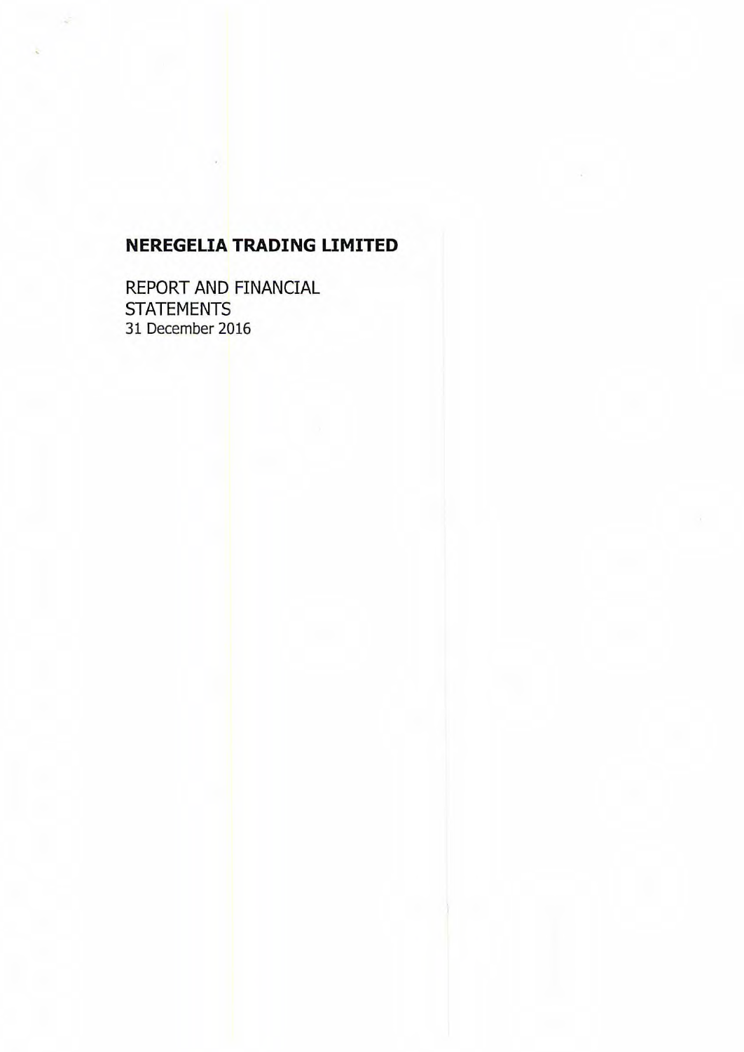# NEREGELIA TRADING LIMITED

REPORT AND FINANCIAL STATEMENTS
31 December 2016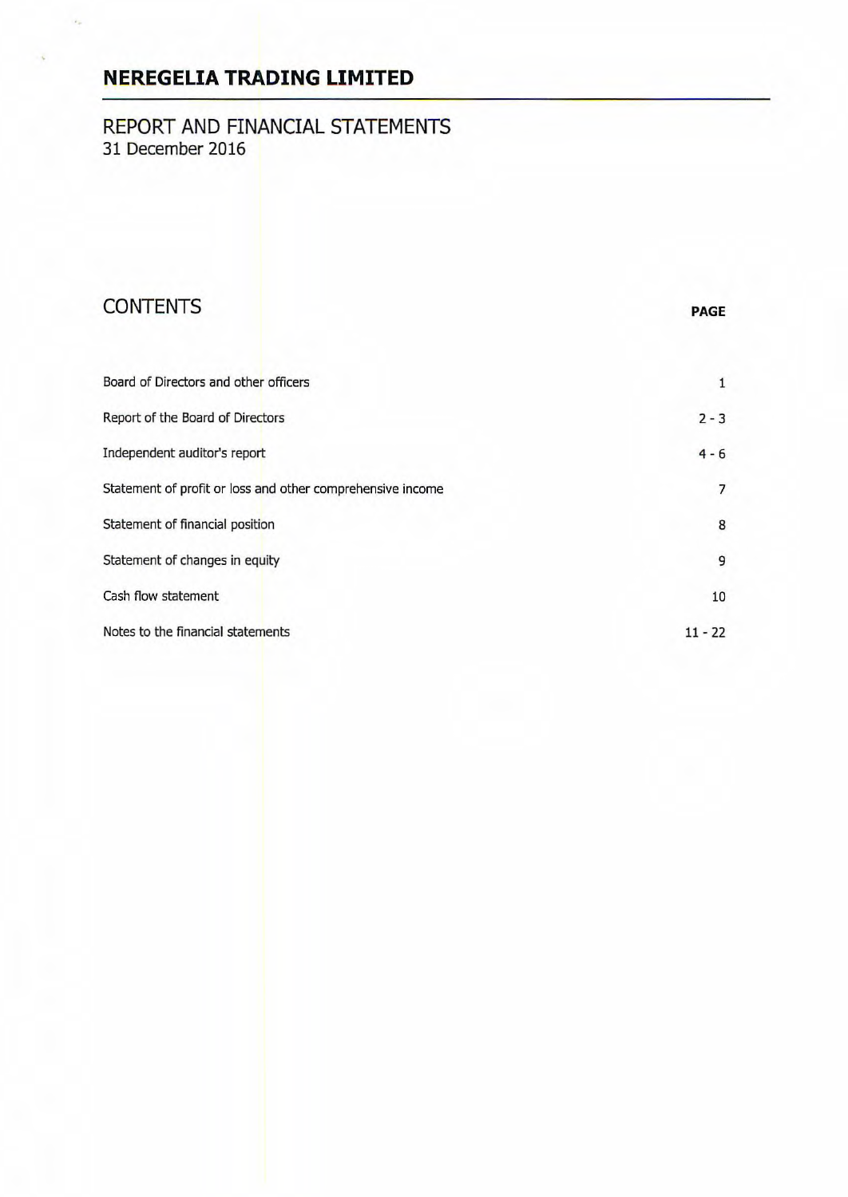# NEREGELIA TRADING LIMITED

## REPORT AND FINANCIAL STATEMENTS
31 December 2016

## CONTENTS

| | PAGE |
|---|---|
| Board of Directors and other officers | 1 |
| Report of the Board of Directors | 2 - 3 |
| Independent auditor's report | 4 - 6 |
| Statement of profit or loss and other comprehensive income | 7 |
| Statement of financial position | 8 |
| Statement of changes in equity | 9 |
| Cash flow statement | 10 |
| Notes to the financial statements | 11 - 22 |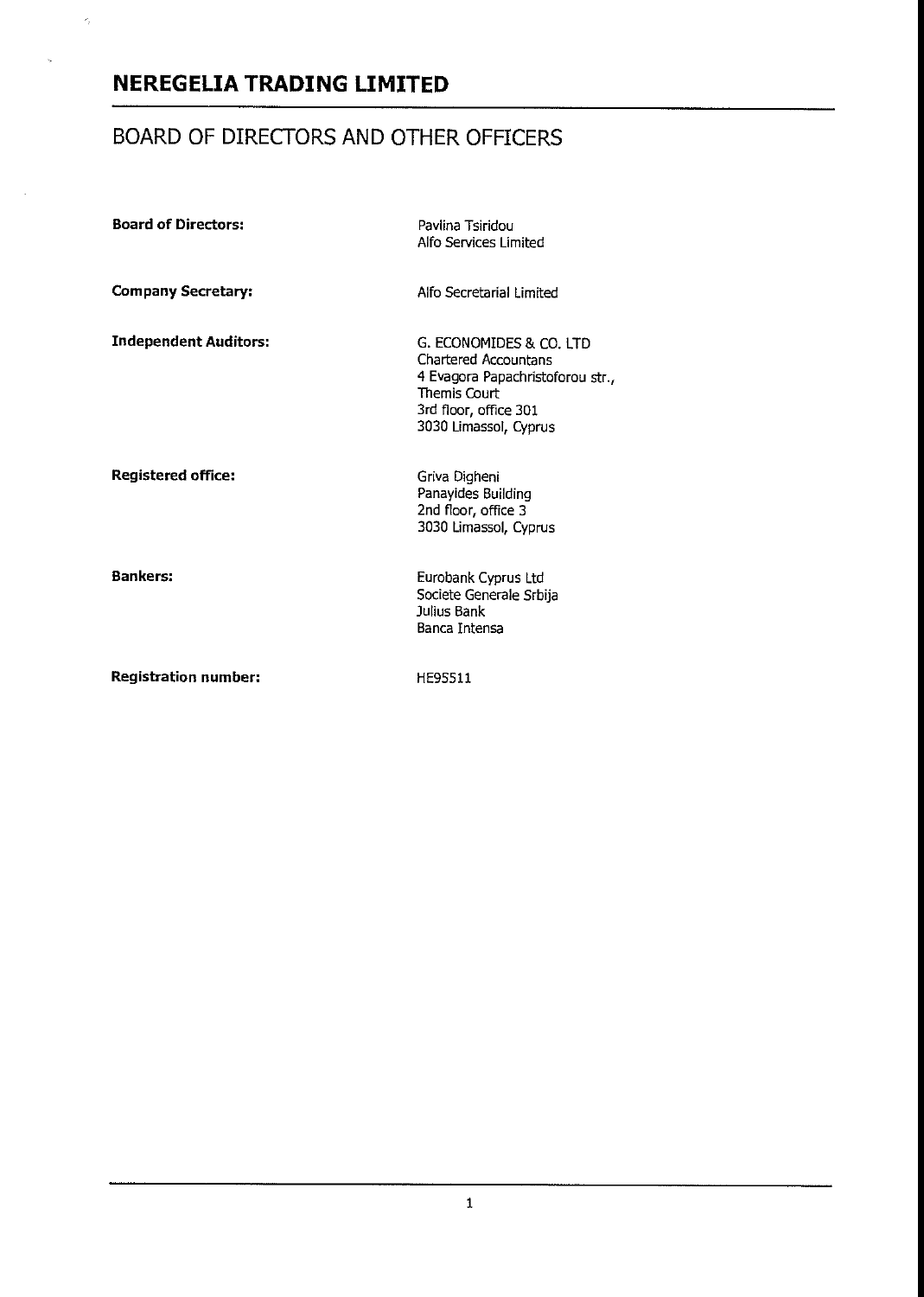# NEREGELIA TRADING LIMITED

## BOARD OF DIRECTORS AND OTHER OFFICERS

| | |
|---|---|
| **Board of Directors:** | Pavlina Tsiridou<br>Alfo Services Limited |
| **Company Secretary:** | Alfo Secretarial Limited |
| **Independent Auditors:** | G. ECONOMIDES & CO. LTD<br>Chartered Accountans<br>4 Evagora Papachristoforou str.,<br>Themis Court<br>3rd floor, office 301<br>3030 Limassol, Cyprus |
| **Registered office:** | Griva Digheni<br>Panayides Building<br>2nd floor, office 3<br>3030 Limassol, Cyprus |
| **Bankers:** | Eurobank Cyprus Ltd<br>Societe Generale Srbija<br>Julius Bank<br>Banca Intensa |
| **Registration number:** | HE95511 |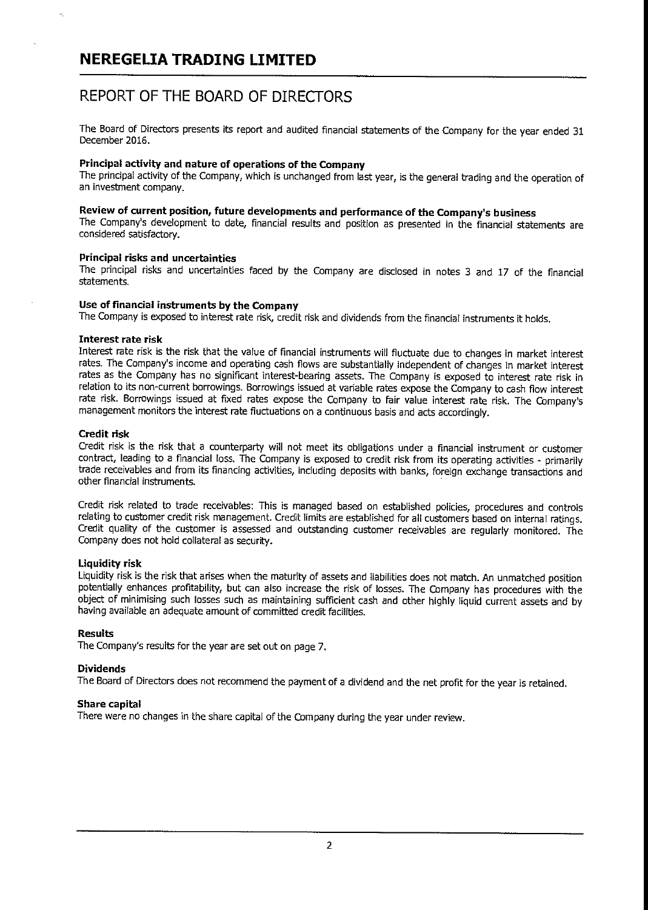# NEREGELIA TRADING LIMITED

## REPORT OF THE BOARD OF DIRECTORS

The Board of Directors presents its report and audited financial statements of the Company for the year ended 31 December 2016.

### Principal activity and nature of operations of the Company

The principal activity of the Company, which is unchanged from last year, is the general trading and the operation of an investment company.

### Review of current position, future developments and performance of the Company's business

The Company's development to date, financial results and position as presented in the financial statements are considered satisfactory.

### Principal risks and uncertainties

The principal risks and uncertainties faced by the Company are disclosed in notes 3 and 17 of the financial statements.

### Use of financial instruments by the Company

The Company is exposed to interest rate risk, credit risk and dividends from the financial instruments it holds.

### Interest rate risk

Interest rate risk is the risk that the value of financial instruments will fluctuate due to changes in market interest rates. The Company's income and operating cash flows are substantially independent of changes in market interest rates as the Company has no significant interest-bearing assets. The Company is exposed to interest rate risk in relation to its non-current borrowings. Borrowings issued at variable rates expose the Company to cash flow interest rate risk. Borrowings issued at fixed rates expose the Company to fair value interest rate risk. The Company's management monitors the interest rate fluctuations on a continuous basis and acts accordingly.

### Credit risk

Credit risk is the risk that a counterparty will not meet its obligations under a financial instrument or customer contract, leading to a financial loss. The Company is exposed to credit risk from its operating activities - primarily trade receivables and from its financing activities, including deposits with banks, foreign exchange transactions and other financial instruments.

Credit risk related to trade receivables: This is managed based on established policies, procedures and controls relating to customer credit risk management. Credit limits are established for all customers based on internal ratings. Credit quality of the customer is assessed and outstanding customer receivables are regularly monitored. The Company does not hold collateral as security.

### Liquidity risk

Liquidity risk is the risk that arises when the maturity of assets and liabilities does not match. An unmatched position potentially enhances profitability, but can also increase the risk of losses. The Company has procedures with the object of minimising such losses such as maintaining sufficient cash and other highly liquid current assets and by having available an adequate amount of committed credit facilities.

### Results

The Company's results for the year are set out on page 7.

### Dividends

The Board of Directors does not recommend the payment of a dividend and the net profit for the year is retained.

### Share capital

There were no changes in the share capital of the Company during the year under review.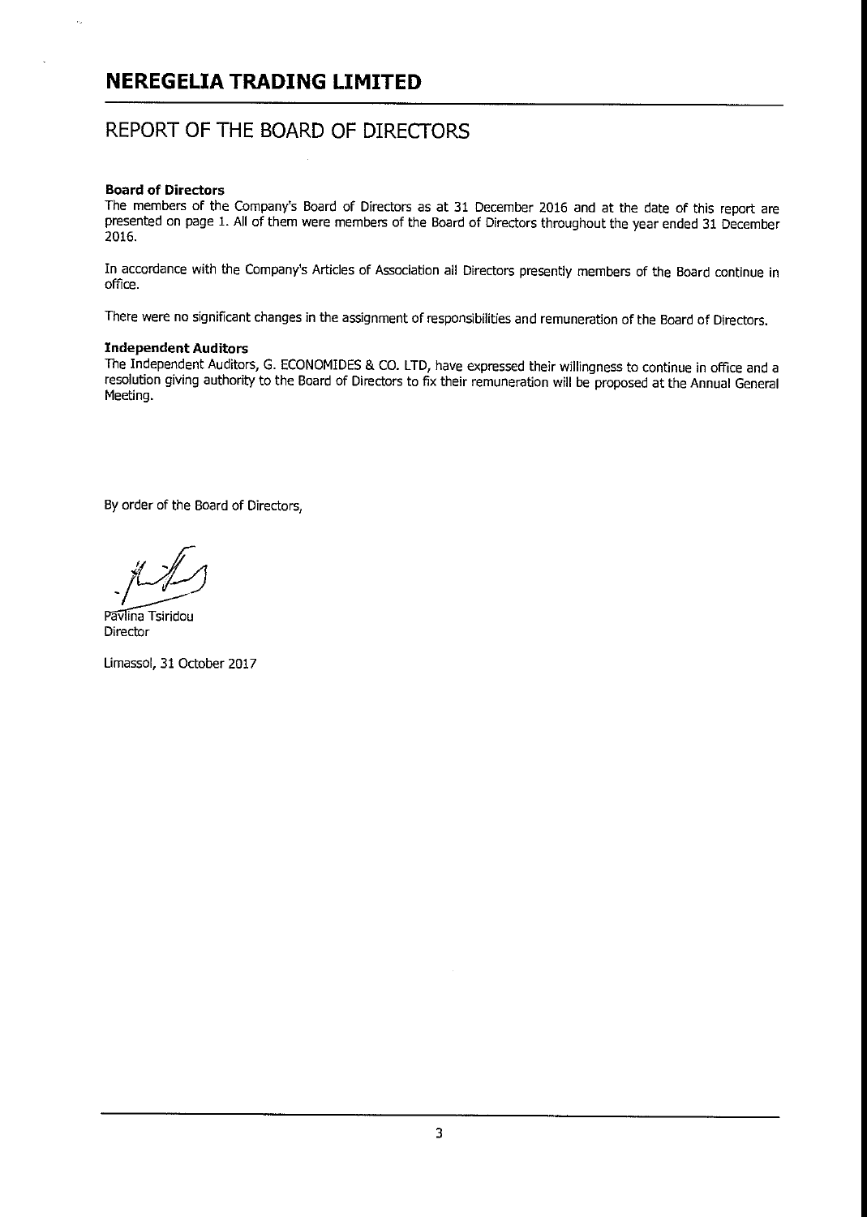# NEREGELIA TRADING LIMITED

## REPORT OF THE BOARD OF DIRECTORS

**Board of Directors**
The members of the Company's Board of Directors as at 31 December 2016 and at the date of this report are presented on page 1. All of them were members of the Board of Directors throughout the year ended 31 December 2016.

In accordance with the Company's Articles of Association all Directors presently members of the Board continue in office.

There were no significant changes in the assignment of responsibilities and remuneration of the Board of Directors.

**Independent Auditors**
The Independent Auditors, G. ECONOMIDES & CO. LTD, have expressed their willingness to continue in office and a resolution giving authority to the Board of Directors to fix their remuneration will be proposed at the Annual General Meeting.

By order of the Board of Directors,

Pavlina Tsiridou
Director

Limassol, 31 October 2017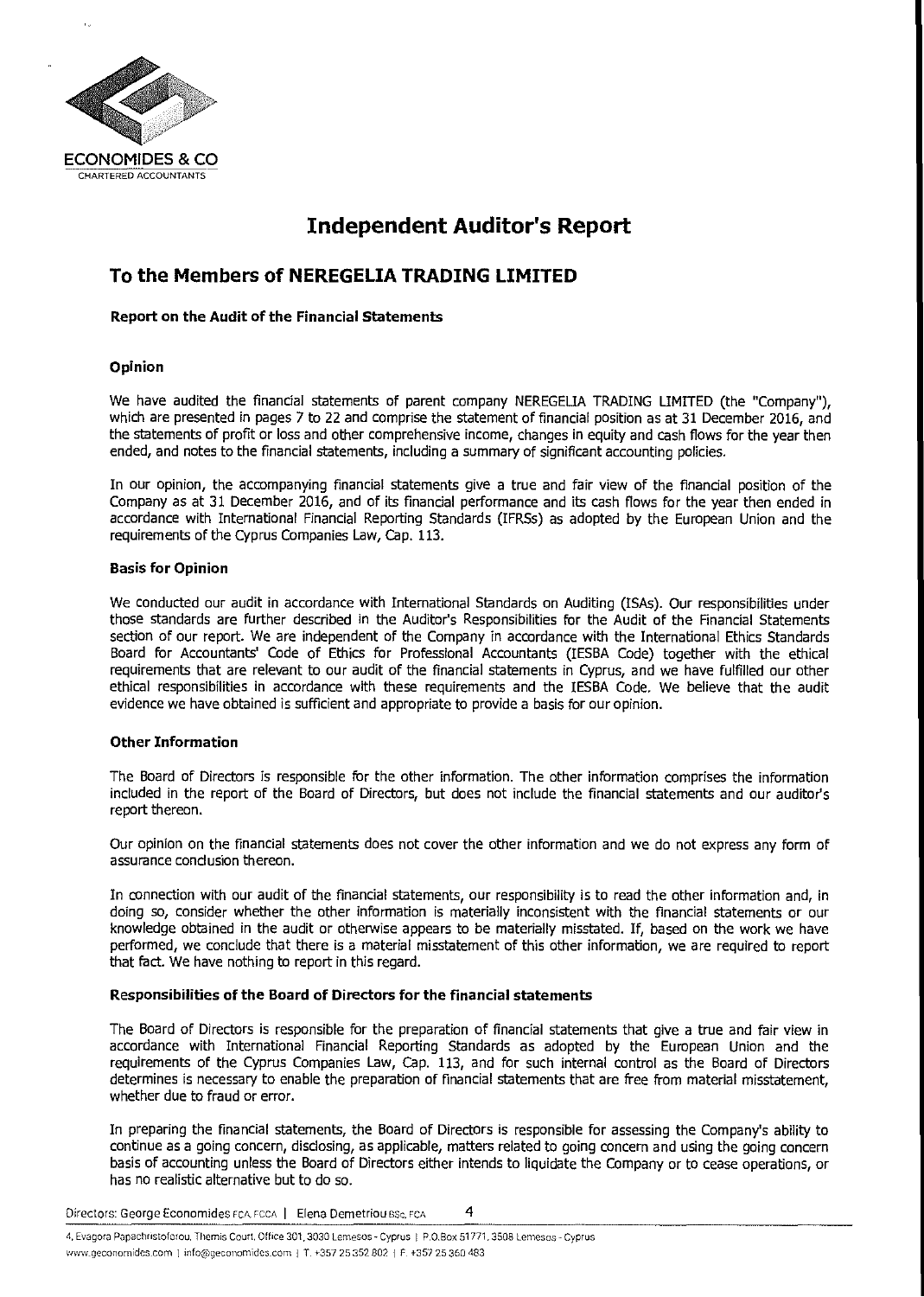ECONOMIDES & CO
CHARTERED ACCOUNTANTS

# Independent Auditor's Report

## To the Members of NEREGELIA TRADING LIMITED

**Report on the Audit of the Financial Statements**

### Opinion

We have audited the financial statements of parent company NEREGELIA TRADING LIMITED (the "Company"), which are presented in pages 7 to 22 and comprise the statement of financial position as at 31 December 2016, and the statements of profit or loss and other comprehensive income, changes in equity and cash flows for the year then ended, and notes to the financial statements, including a summary of significant accounting policies.

In our opinion, the accompanying financial statements give a true and fair view of the financial position of the Company as at 31 December 2016, and of its financial performance and its cash flows for the year then ended in accordance with International Financial Reporting Standards (IFRSs) as adopted by the European Union and the requirements of the Cyprus Companies Law, Cap. 113.

### Basis for Opinion

We conducted our audit in accordance with International Standards on Auditing (ISAs). Our responsibilities under those standards are further described in the Auditor's Responsibilities for the Audit of the Financial Statements section of our report. We are independent of the Company in accordance with the International Ethics Standards Board for Accountants' Code of Ethics for Professional Accountants (IESBA Code) together with the ethical requirements that are relevant to our audit of the financial statements in Cyprus, and we have fulfilled our other ethical responsibilities in accordance with these requirements and the IESBA Code. We believe that the audit evidence we have obtained is sufficient and appropriate to provide a basis for our opinion.

### Other Information

The Board of Directors is responsible for the other information. The other information comprises the information included in the report of the Board of Directors, but does not include the financial statements and our auditor's report thereon.

Our opinion on the financial statements does not cover the other information and we do not express any form of assurance conclusion thereon.

In connection with our audit of the financial statements, our responsibility is to read the other information and, in doing so, consider whether the other information is materially inconsistent with the financial statements or our knowledge obtained in the audit or otherwise appears to be materially misstated. If, based on the work we have performed, we conclude that there is a material misstatement of this other information, we are required to report that fact. We have nothing to report in this regard.

### Responsibilities of the Board of Directors for the financial statements

The Board of Directors is responsible for the preparation of financial statements that give a true and fair view in accordance with International Financial Reporting Standards as adopted by the European Union and the requirements of the Cyprus Companies Law, Cap. 113, and for such internal control as the Board of Directors determines is necessary to enable the preparation of financial statements that are free from material misstatement, whether due to fraud or error.

In preparing the financial statements, the Board of Directors is responsible for assessing the Company's ability to continue as a going concern, disclosing, as applicable, matters related to going concern and using the going concern basis of accounting unless the Board of Directors either intends to liquidate the Company or to cease operations, or has no realistic alternative but to do so.

Directors: George Economides FCA, FCCA | Elena Demetriou BSc, FCA

4, Evagora Papachristoforou, Themis Court, Office 301, 3030 Lemesos - Cyprus | P.O.Box 51771, 3508 Lemesos - Cyprus
www.geconomides.com | info@geconomides.com | T. +357 25 352 802 | F. +357 25 360 483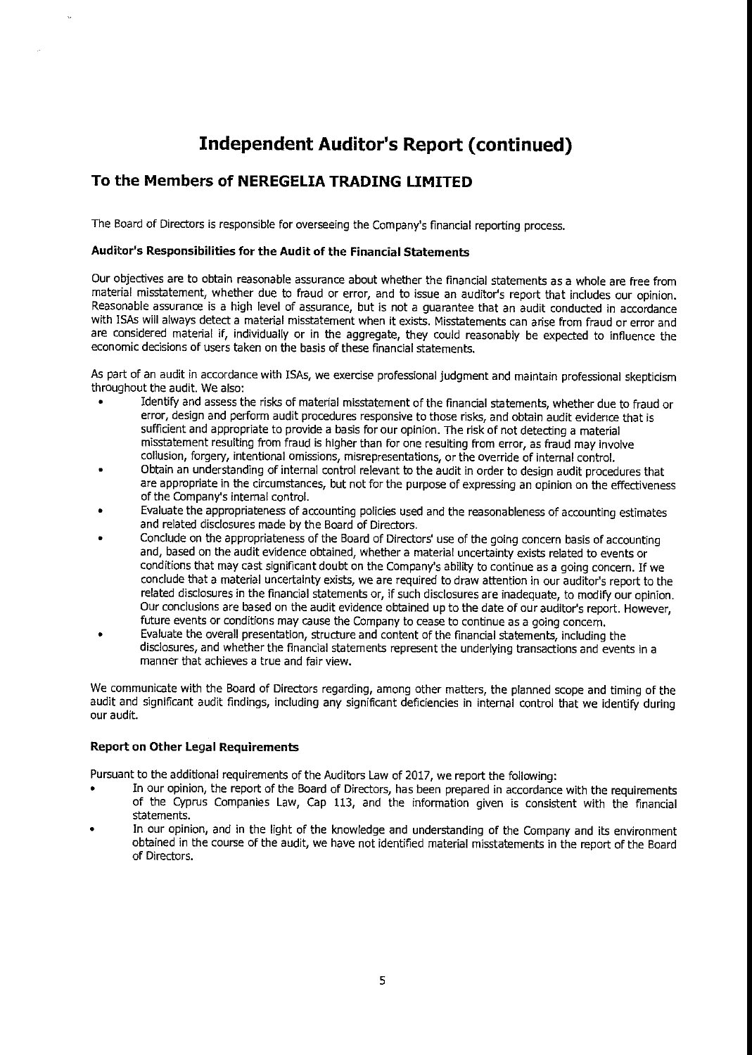# Independent Auditor's Report (continued)

## To the Members of NEREGELIA TRADING LIMITED

The Board of Directors is responsible for overseeing the Company's financial reporting process.

### Auditor's Responsibilities for the Audit of the Financial Statements

Our objectives are to obtain reasonable assurance about whether the financial statements as a whole are free from material misstatement, whether due to fraud or error, and to issue an auditor's report that includes our opinion. Reasonable assurance is a high level of assurance, but is not a guarantee that an audit conducted in accordance with ISAs will always detect a material misstatement when it exists. Misstatements can arise from fraud or error and are considered material if, individually or in the aggregate, they could reasonably be expected to influence the economic decisions of users taken on the basis of these financial statements.

As part of an audit in accordance with ISAs, we exercise professional judgment and maintain professional skepticism throughout the audit. We also:

- Identify and assess the risks of material misstatement of the financial statements, whether due to fraud or error, design and perform audit procedures responsive to those risks, and obtain audit evidence that is sufficient and appropriate to provide a basis for our opinion. The risk of not detecting a material misstatement resulting from fraud is higher than for one resulting from error, as fraud may involve collusion, forgery, intentional omissions, misrepresentations, or the override of internal control.
- Obtain an understanding of internal control relevant to the audit in order to design audit procedures that are appropriate in the circumstances, but not for the purpose of expressing an opinion on the effectiveness of the Company's internal control.
- Evaluate the appropriateness of accounting policies used and the reasonableness of accounting estimates and related disclosures made by the Board of Directors.
- Conclude on the appropriateness of the Board of Directors' use of the going concern basis of accounting and, based on the audit evidence obtained, whether a material uncertainty exists related to events or conditions that may cast significant doubt on the Company's ability to continue as a going concern. If we conclude that a material uncertainty exists, we are required to draw attention in our auditor's report to the related disclosures in the financial statements or, if such disclosures are inadequate, to modify our opinion. Our conclusions are based on the audit evidence obtained up to the date of our auditor's report. However, future events or conditions may cause the Company to cease to continue as a going concern.
- Evaluate the overall presentation, structure and content of the financial statements, including the disclosures, and whether the financial statements represent the underlying transactions and events in a manner that achieves a true and fair view.

We communicate with the Board of Directors regarding, among other matters, the planned scope and timing of the audit and significant audit findings, including any significant deficiencies in internal control that we identify during our audit.

### Report on Other Legal Requirements

Pursuant to the additional requirements of the Auditors Law of 2017, we report the following:

- In our opinion, the report of the Board of Directors, has been prepared in accordance with the requirements of the Cyprus Companies Law, Cap 113, and the information given is consistent with the financial statements.
- In our opinion, and in the light of the knowledge and understanding of the Company and its environment obtained in the course of the audit, we have not identified material misstatements in the report of the Board of Directors.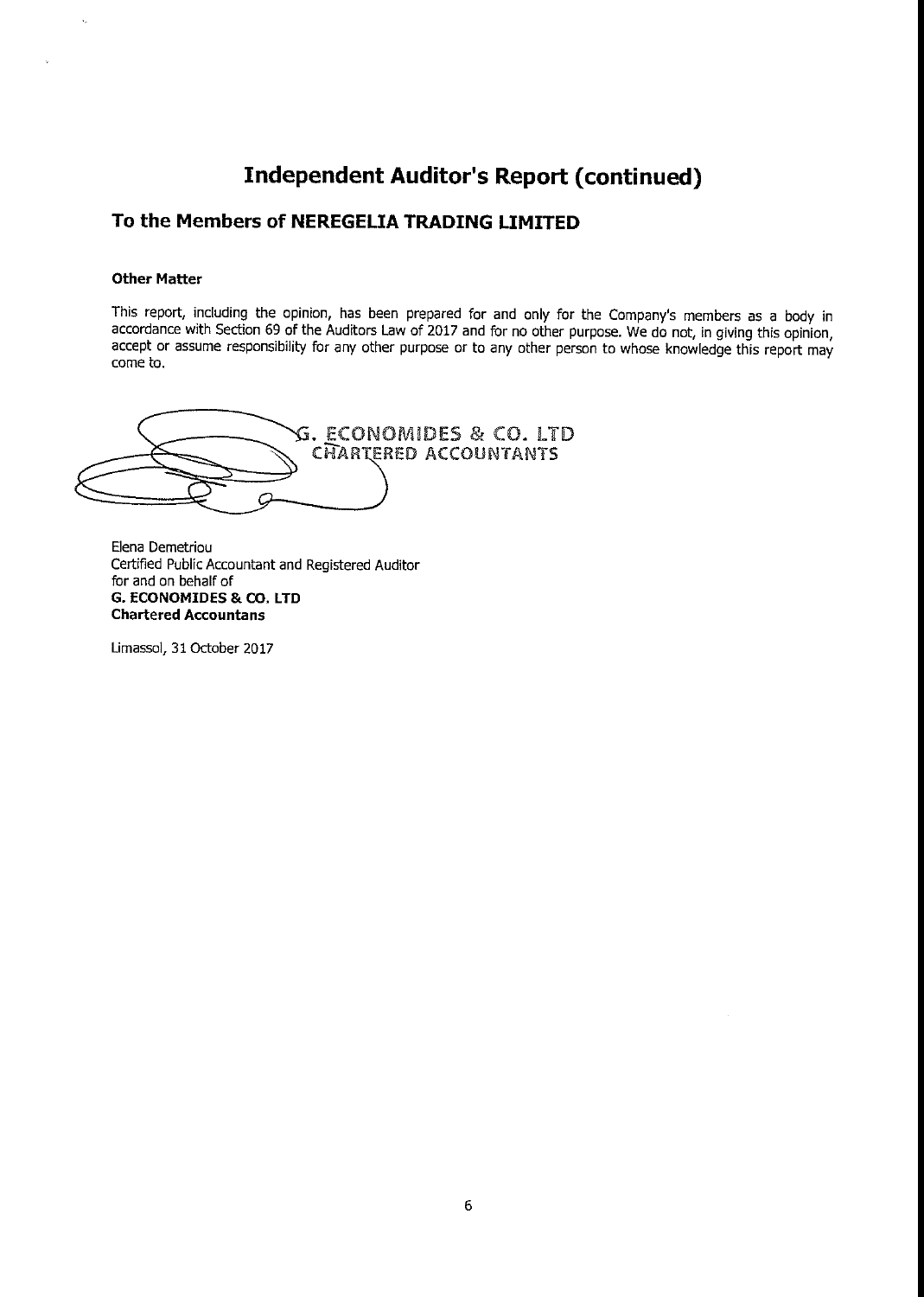# Independent Auditor's Report (continued)

## To the Members of NEREGELIA TRADING LIMITED

**Other Matter**

This report, including the opinion, has been prepared for and only for the Company's members as a body in accordance with Section 69 of the Auditors Law of 2017 and for no other purpose. We do not, in giving this opinion, accept or assume responsibility for any other purpose or to any other person to whose knowledge this report may come to.

G. ECONOMIDES & CO. LTD
CHARTERED ACCOUNTANTS

Elena Demetriou
Certified Public Accountant and Registered Auditor
for and on behalf of
**G. ECONOMIDES & CO. LTD**
**Chartered Accountans**

Limassol, 31 October 2017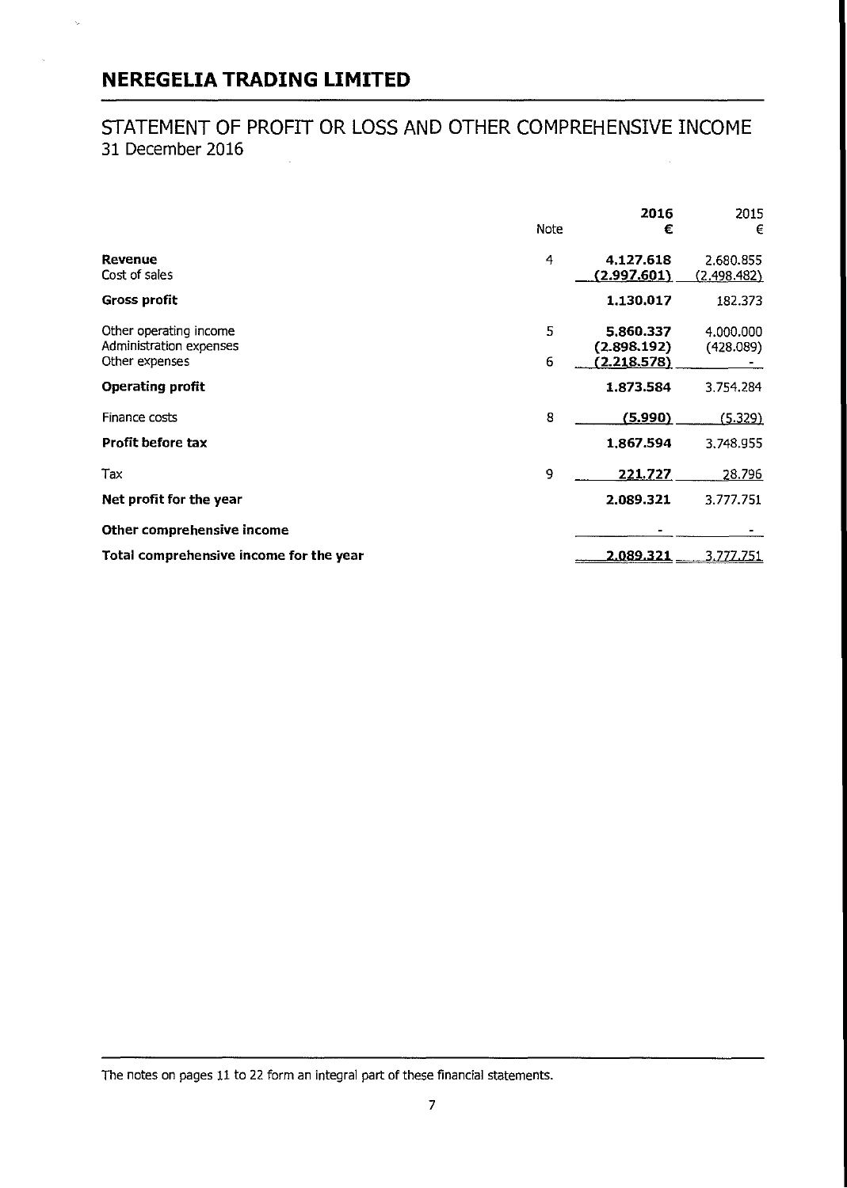# NEREGELIA TRADING LIMITED

## STATEMENT OF PROFIT OR LOSS AND OTHER COMPREHENSIVE INCOME

31 December 2016

| | Note | 2016<br>€ | 2015<br>€ |
|---|---|---|---|
| **Revenue** | 4 | **4.127.618** | 2.680.855 |
| Cost of sales | | **(2.997.601)** | (2.498.482) |
| **Gross profit** | | **1.130.017** | 182.373 |
| Other operating income | 5 | **5.860.337** | 4.000.000 |
| Administration expenses | | **(2.898.192)** | (428.089) |
| Other expenses | 6 | **(2.218.578)** | - |
| **Operating profit** | | **1.873.584** | 3.754.284 |
| Finance costs | 8 | **(5.990)** | (5.329) |
| **Profit before tax** | | **1.867.594** | 3.748.955 |
| Tax | 9 | **221.727** | 28.796 |
| **Net profit for the year** | | **2.089.321** | 3.777.751 |
| **Other comprehensive income** | | **-** | - |
| **Total comprehensive income for the year** | | **2.089.321** | 3.777.751 |

The notes on pages 11 to 22 form an integral part of these financial statements.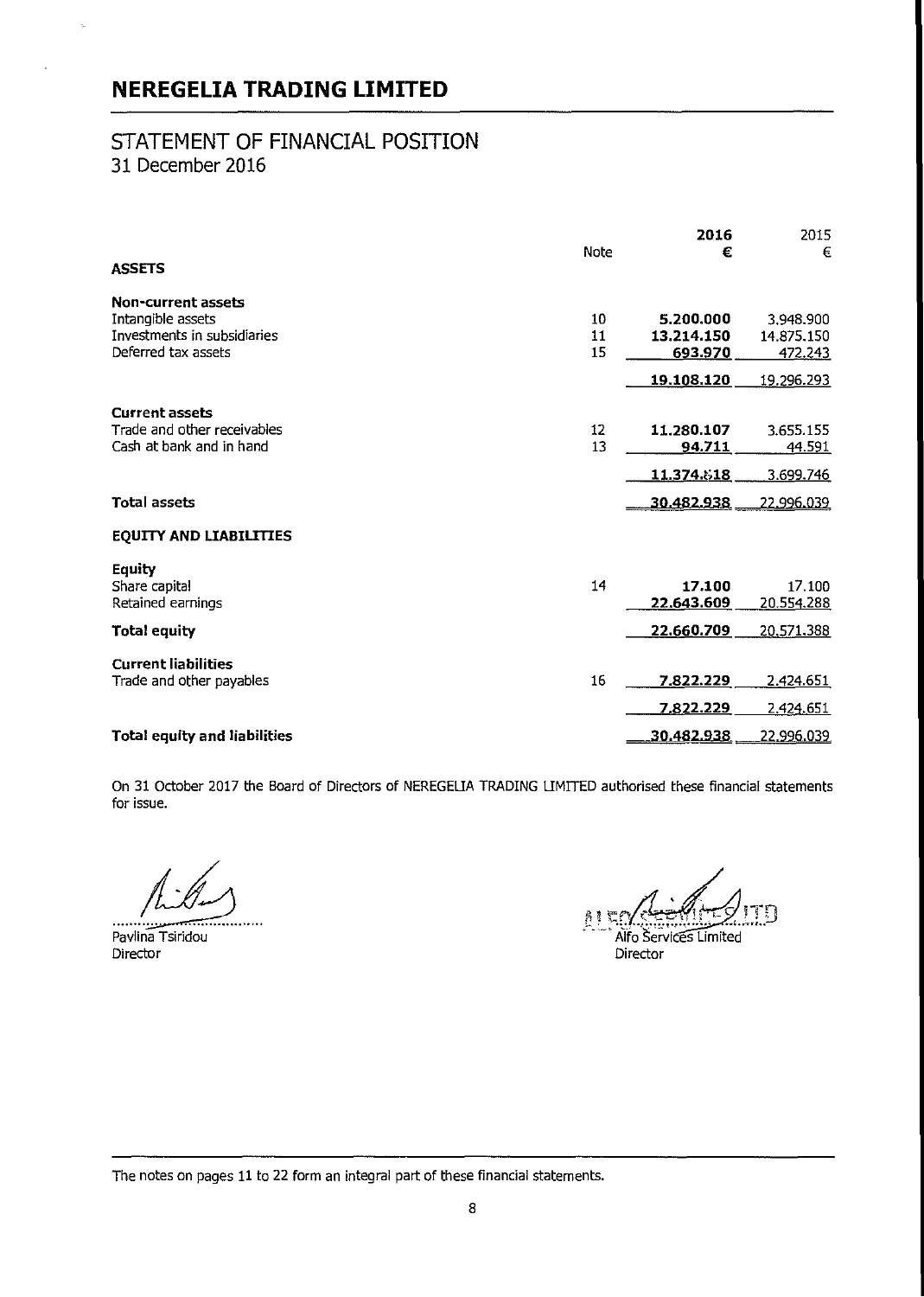# NEREGELIA TRADING LIMITED

## STATEMENT OF FINANCIAL POSITION
31 December 2016

| | Note | 2016 € | 2015 € |
|---|---|---|---|
| **ASSETS** | | | |
| **Non-current assets** | | | |
| Intangible assets | 10 | **5.200.000** | 3.948.900 |
| Investments in subsidiaries | 11 | **13.214.150** | 14.875.150 |
| Deferred tax assets | 15 | **693.970** | 472.243 |
| | | **19.108.120** | 19.296.293 |
| **Current assets** | | | |
| Trade and other receivables | 12 | **11.280.107** | 3.655.155 |
| Cash at bank and in hand | 13 | **94.711** | 44.591 |
| | | **11.374.818** | 3.699.746 |
| **Total assets** | | **30.482.938** | 22.996.039 |
| **EQUITY AND LIABILITIES** | | | |
| **Equity** | | | |
| Share capital | 14 | **17.100** | 17.100 |
| Retained earnings | | **22.643.609** | 20.554.288 |
| **Total equity** | | **22.660.709** | 20.571.388 |
| **Current liabilities** | | | |
| Trade and other payables | 16 | **7.822.229** | 2.424.651 |
| | | **7.822.229** | 2.424.651 |
| **Total equity and liabilities** | | **30.482.938** | 22.996.039 |

On 31 October 2017 the Board of Directors of NEREGELIA TRADING LIMITED authorised these financial statements for issue.

| | |
|---|---|
| .................................. | .................................. |
| Pavlina Tsiridou | Alfo Services Limited |
| Director | Director |

The notes on pages 11 to 22 form an integral part of these financial statements.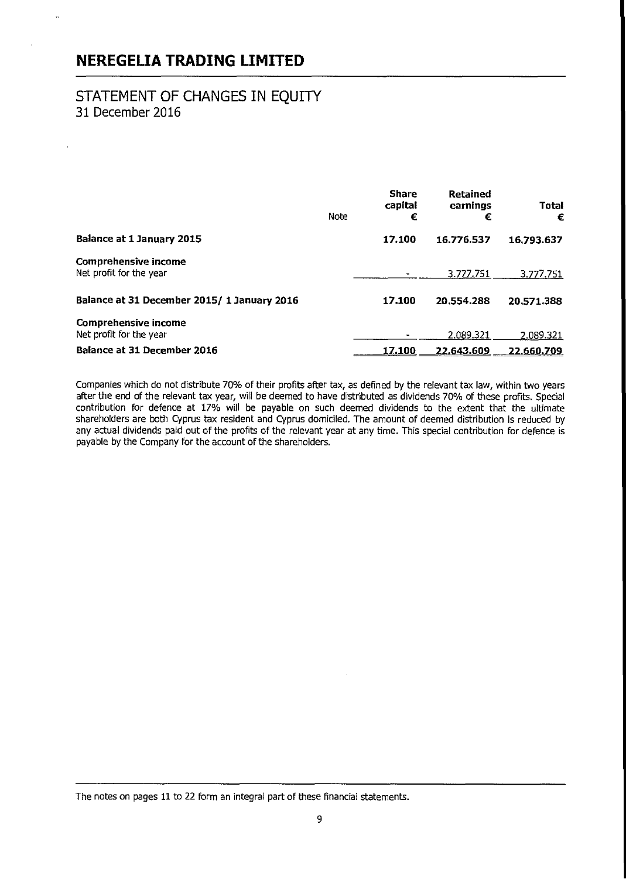# NEREGELIA TRADING LIMITED

## STATEMENT OF CHANGES IN EQUITY
31 December 2016

| | Note | Share capital € | Retained earnings € | Total € |
|---|---|---|---|---|
| **Balance at 1 January 2015** | | **17.100** | **16.776.537** | **16.793.637** |
| **Comprehensive income** | | | | |
| Net profit for the year | | - | 3.777.751 | 3.777.751 |
| **Balance at 31 December 2015/ 1 January 2016** | | **17.100** | **20.554.288** | **20.571.388** |
| **Comprehensive income** | | | | |
| Net profit for the year | | - | 2.089.321 | 2.089.321 |
| **Balance at 31 December 2016** | | **17.100** | **22.643.609** | **22.660.709** |

Companies which do not distribute 70% of their profits after tax, as defined by the relevant tax law, within two years after the end of the relevant tax year, will be deemed to have distributed as dividends 70% of these profits. Special contribution for defence at 17% will be payable on such deemed dividends to the extent that the ultimate shareholders are both Cyprus tax resident and Cyprus domiciled. The amount of deemed distribution is reduced by any actual dividends paid out of the profits of the relevant year at any time. This special contribution for defence is payable by the Company for the account of the shareholders.

The notes on pages 11 to 22 form an integral part of these financial statements.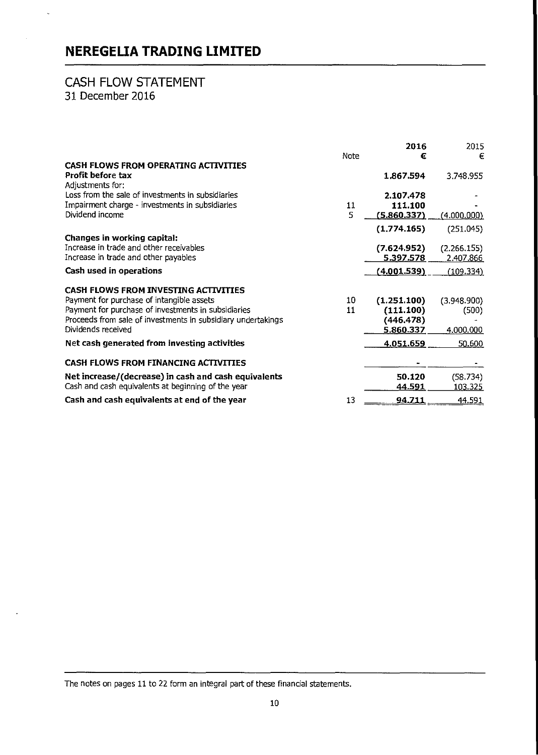# NEREGELIA TRADING LIMITED

## CASH FLOW STATEMENT
31 December 2016

| | Note | 2016 € | 2015 € |
|---|---|---|---|
| **CASH FLOWS FROM OPERATING ACTIVITIES** | | | |
| **Profit before tax** | | **1.867.594** | 3.748.955 |
| Adjustments for: | | | |
| Loss from the sale of investments in subsidiaries | | **2.107.478** | - |
| Impairment charge - investments in subsidiaries | 11 | **111.100** | - |
| Dividend income | 5 | **(5.860.337)** | (4.000.000) |
| | | **(1.774.165)** | (251.045) |
| **Changes in working capital:** | | | |
| Increase in trade and other receivables | | **(7.624.952)** | (2.266.155) |
| Increase in trade and other payables | | **5.397.578** | 2.407.866 |
| **Cash used in operations** | | **(4.001.539)** | (109.334) |
| **CASH FLOWS FROM INVESTING ACTIVITIES** | | | |
| Payment for purchase of intangible assets | 10 | **(1.251.100)** | (3.948.900) |
| Payment for purchase of investments in subsidiaries | 11 | **(111.100)** | (500) |
| Proceeds from sale of investments in subsidiary undertakings | | **(446.478)** | - |
| Dividends received | | **5.860.337** | 4.000.000 |
| **Net cash generated from investing activities** | | **4.051.659** | 50.600 |
| **CASH FLOWS FROM FINANCING ACTIVITIES** | | **-** | - |
| **Net increase/(decrease) in cash and cash equivalents** | | **50.120** | (58.734) |
| Cash and cash equivalents at beginning of the year | | **44.591** | 103.325 |
| **Cash and cash equivalents at end of the year** | 13 | **94.711** | 44.591 |

The notes on pages 11 to 22 form an integral part of these financial statements.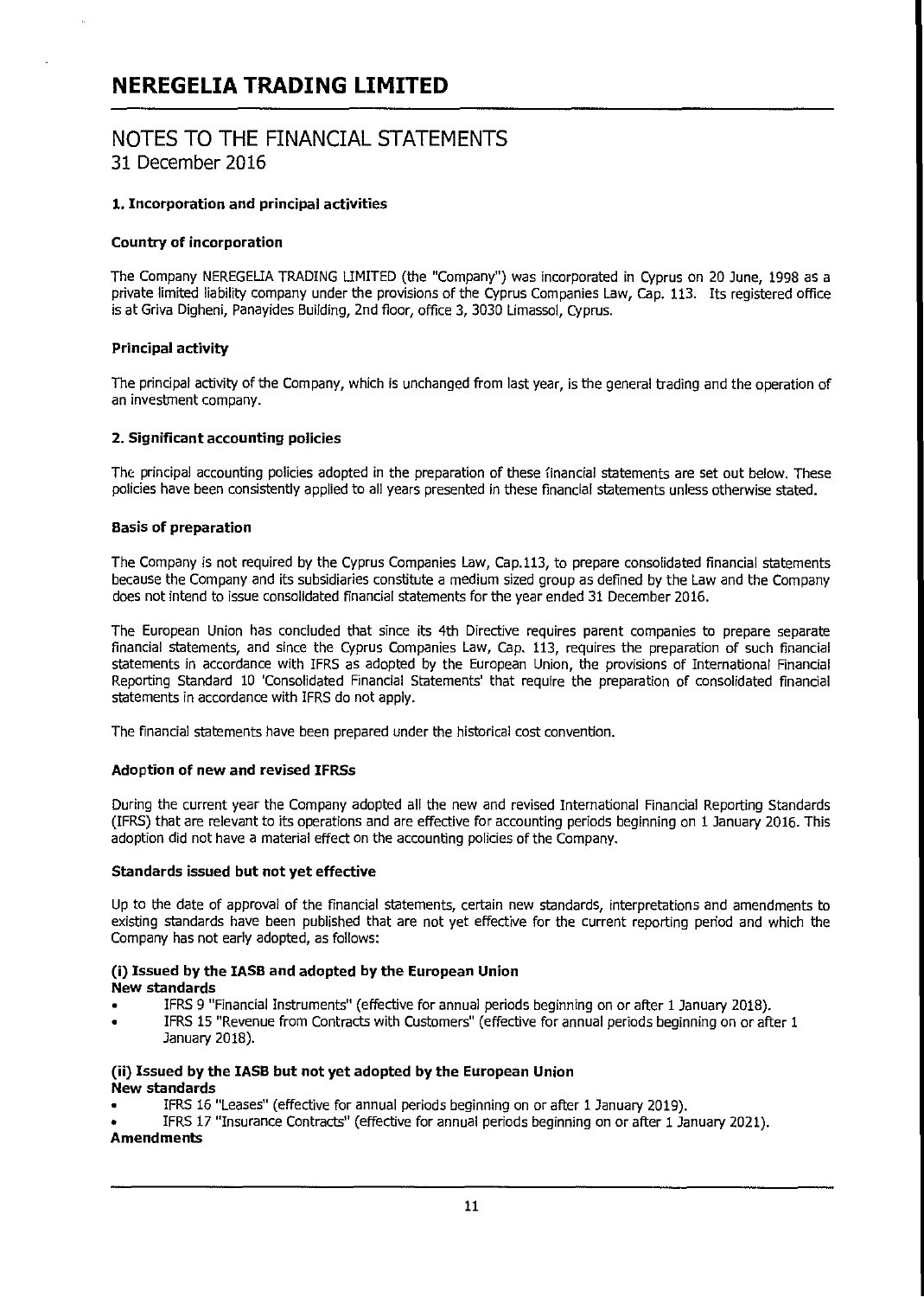# NOTES TO THE FINANCIAL STATEMENTS

31 December 2016

### 1. Incorporation and principal activities

**Country of incorporation**

The Company NEREGELIA TRADING LIMITED (the "Company") was incorporated in Cyprus on 20 June, 1998 as a private limited liability company under the provisions of the Cyprus Companies Law, Cap. 113. Its registered office is at Griva Digheni, Panayides Building, 2nd floor, office 3, 3030 Limassol, Cyprus.

**Principal activity**

The principal activity of the Company, which is unchanged from last year, is the general trading and the operation of an investment company.

### 2. Significant accounting policies

The principal accounting policies adopted in the preparation of these financial statements are set out below. These policies have been consistently applied to all years presented in these financial statements unless otherwise stated.

**Basis of preparation**

The Company is not required by the Cyprus Companies Law, Cap.113, to prepare consolidated financial statements because the Company and its subsidiaries constitute a medium sized group as defined by the Law and the Company does not intend to issue consolidated financial statements for the year ended 31 December 2016.

The European Union has concluded that since its 4th Directive requires parent companies to prepare separate financial statements, and since the Cyprus Companies Law, Cap. 113, requires the preparation of such financial statements in accordance with IFRS as adopted by the European Union, the provisions of International Financial Reporting Standard 10 'Consolidated Financial Statements' that require the preparation of consolidated financial statements in accordance with IFRS do not apply.

The financial statements have been prepared under the historical cost convention.

**Adoption of new and revised IFRSs**

During the current year the Company adopted all the new and revised International Financial Reporting Standards (IFRS) that are relevant to its operations and are effective for accounting periods beginning on 1 January 2016. This adoption did not have a material effect on the accounting policies of the Company.

**Standards issued but not yet effective**

Up to the date of approval of the financial statements, certain new standards, interpretations and amendments to existing standards have been published that are not yet effective for the current reporting period and which the Company has not early adopted, as follows:

**(i) Issued by the IASB and adopted by the European Union**
**New standards**

- IFRS 9 "Financial Instruments" (effective for annual periods beginning on or after 1 January 2018).
- IFRS 15 "Revenue from Contracts with Customers" (effective for annual periods beginning on or after 1 January 2018).

**(ii) Issued by the IASB but not yet adopted by the European Union**
**New standards**

- IFRS 16 "Leases" (effective for annual periods beginning on or after 1 January 2019).
- IFRS 17 "Insurance Contracts" (effective for annual periods beginning on or after 1 January 2021).

**Amendments**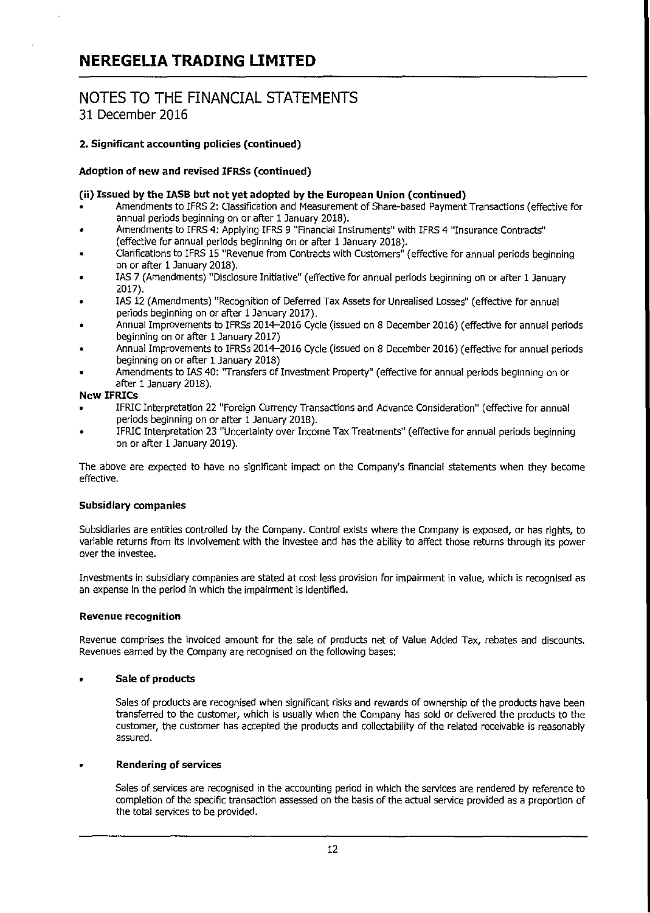# NEREGELIA TRADING LIMITED

## NOTES TO THE FINANCIAL STATEMENTS

31 December 2016

### 2. Significant accounting policies (continued)

#### Adoption of new and revised IFRSs (continued)

#### (ii) Issued by the IASB but not yet adopted by the European Union (continued)

- Amendments to IFRS 2: Classification and Measurement of Share-based Payment Transactions (effective for annual periods beginning on or after 1 January 2018).
- Amendments to IFRS 4: Applying IFRS 9 "Financial Instruments" with IFRS 4 "Insurance Contracts" (effective for annual periods beginning on or after 1 January 2018).
- Clarifications to IFRS 15 "Revenue from Contracts with Customers" (effective for annual periods beginning on or after 1 January 2018).
- IAS 7 (Amendments) "Disclosure Initiative" (effective for annual periods beginning on or after 1 January 2017).
- IAS 12 (Amendments) "Recognition of Deferred Tax Assets for Unrealised Losses" (effective for annual periods beginning on or after 1 January 2017).
- Annual Improvements to IFRSs 2014–2016 Cycle (issued on 8 December 2016) (effective for annual periods beginning on or after 1 January 2017)
- Annual Improvements to IFRSs 2014–2016 Cycle (issued on 8 December 2016) (effective for annual periods beginning on or after 1 January 2018)
- Amendments to IAS 40: "Transfers of Investment Property" (effective for annual periods beginning on or after 1 January 2018).

**New IFRICs**

- IFRIC Interpretation 22 "Foreign Currency Transactions and Advance Consideration" (effective for annual periods beginning on or after 1 January 2018).
- IFRIC Interpretation 23 "Uncertainty over Income Tax Treatments" (effective for annual periods beginning on or after 1 January 2019).

The above are expected to have no significant impact on the Company's financial statements when they become effective.

#### Subsidiary companies

Subsidiaries are entities controlled by the Company. Control exists where the Company is exposed, or has rights, to variable returns from its involvement with the investee and has the ability to affect those returns through its power over the investee.

Investments in subsidiary companies are stated at cost less provision for impairment in value, which is recognised as an expense in the period in which the impairment is identified.

#### Revenue recognition

Revenue comprises the invoiced amount for the sale of products net of Value Added Tax, rebates and discounts. Revenues earned by the Company are recognised on the following bases:

- **Sale of products**

  Sales of products are recognised when significant risks and rewards of ownership of the products have been transferred to the customer, which is usually when the Company has sold or delivered the products to the customer, the customer has accepted the products and collectability of the related receivable is reasonably assured.

- **Rendering of services**

  Sales of services are recognised in the accounting period in which the services are rendered by reference to completion of the specific transaction assessed on the basis of the actual service provided as a proportion of the total services to be provided.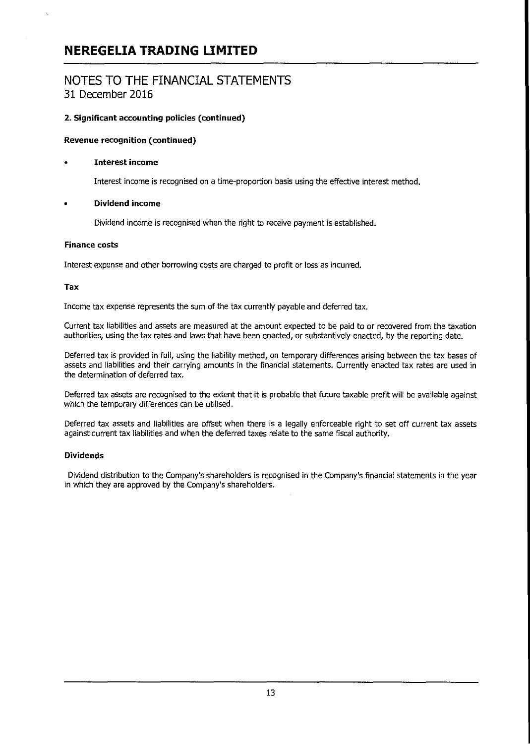# NEREGELIA TRADING LIMITED

## NOTES TO THE FINANCIAL STATEMENTS
31 December 2016

### 2. Significant accounting policies (continued)

**Revenue recognition (continued)**

- **Interest income**

  Interest income is recognised on a time-proportion basis using the effective interest method.

- **Dividend income**

  Dividend income is recognised when the right to receive payment is established.

**Finance costs**

Interest expense and other borrowing costs are charged to profit or loss as incurred.

**Tax**

Income tax expense represents the sum of the tax currently payable and deferred tax.

Current tax liabilities and assets are measured at the amount expected to be paid to or recovered from the taxation authorities, using the tax rates and laws that have been enacted, or substantively enacted, by the reporting date.

Deferred tax is provided in full, using the liability method, on temporary differences arising between the tax bases of assets and liabilities and their carrying amounts in the financial statements. Currently enacted tax rates are used in the determination of deferred tax.

Deferred tax assets are recognised to the extent that it is probable that future taxable profit will be available against which the temporary differences can be utilised.

Deferred tax assets and liabilities are offset when there is a legally enforceable right to set off current tax assets against current tax liabilities and when the deferred taxes relate to the same fiscal authority.

**Dividends**

Dividend distribution to the Company's shareholders is recognised in the Company's financial statements in the year in which they are approved by the Company's shareholders.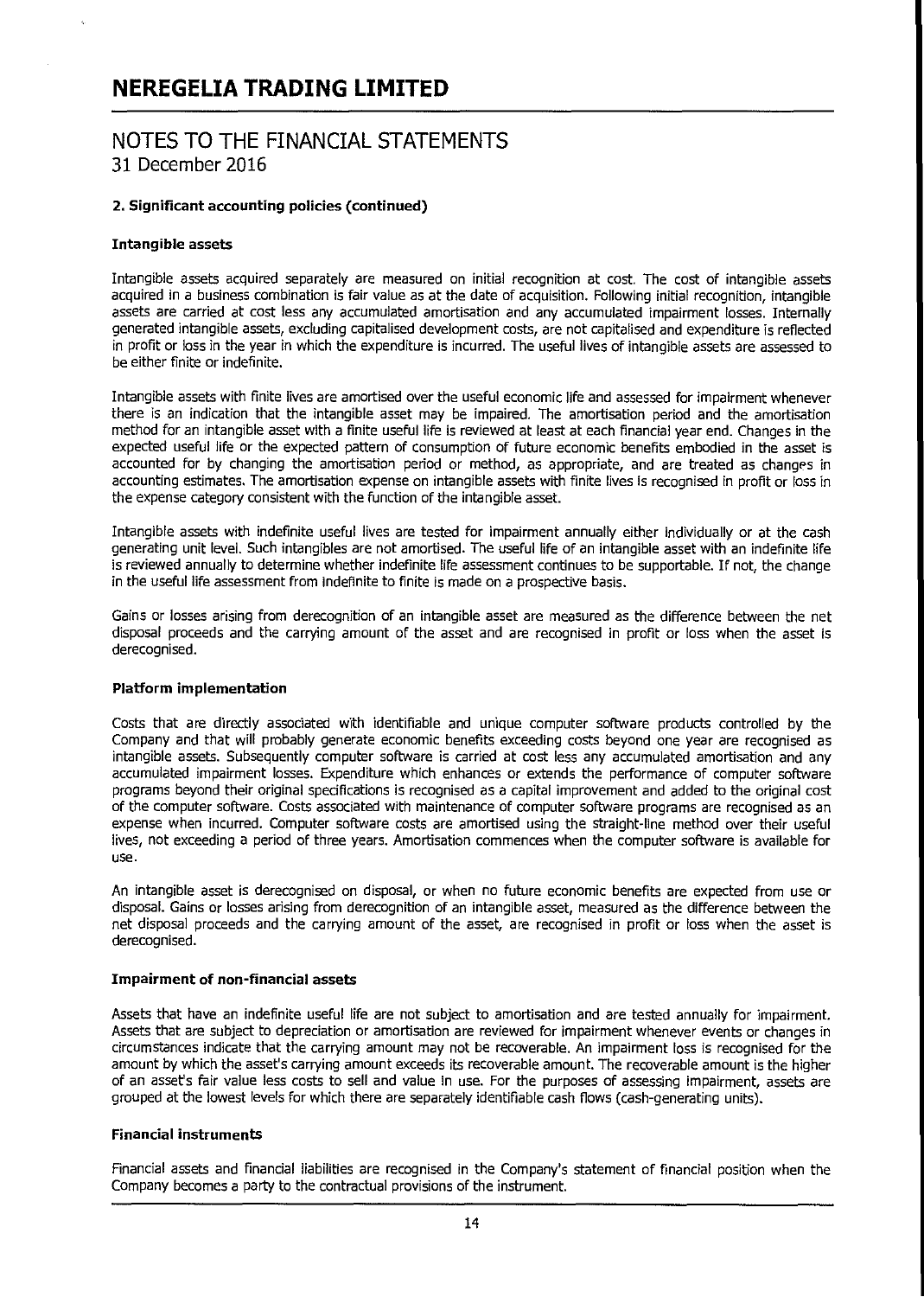# NEREGELIA TRADING LIMITED

## NOTES TO THE FINANCIAL STATEMENTS
31 December 2016

### 2. Significant accounting policies (continued)

#### Intangible assets

Intangible assets acquired separately are measured on initial recognition at cost. The cost of intangible assets acquired in a business combination is fair value as at the date of acquisition. Following initial recognition, intangible assets are carried at cost less any accumulated amortisation and any accumulated impairment losses. Internally generated intangible assets, excluding capitalised development costs, are not capitalised and expenditure is reflected in profit or loss in the year in which the expenditure is incurred. The useful lives of intangible assets are assessed to be either finite or indefinite.

Intangible assets with finite lives are amortised over the useful economic life and assessed for impairment whenever there is an indication that the intangible asset may be impaired. The amortisation period and the amortisation method for an intangible asset with a finite useful life is reviewed at least at each financial year end. Changes in the expected useful life or the expected pattern of consumption of future economic benefits embodied in the asset is accounted for by changing the amortisation period or method, as appropriate, and are treated as changes in accounting estimates. The amortisation expense on intangible assets with finite lives is recognised in profit or loss in the expense category consistent with the function of the intangible asset.

Intangible assets with indefinite useful lives are tested for impairment annually either individually or at the cash generating unit level. Such intangibles are not amortised. The useful life of an intangible asset with an indefinite life is reviewed annually to determine whether indefinite life assessment continues to be supportable. If not, the change in the useful life assessment from indefinite to finite is made on a prospective basis.

Gains or losses arising from derecognition of an intangible asset are measured as the difference between the net disposal proceeds and the carrying amount of the asset and are recognised in profit or loss when the asset is derecognised.

#### Platform implementation

Costs that are directly associated with identifiable and unique computer software products controlled by the Company and that will probably generate economic benefits exceeding costs beyond one year are recognised as intangible assets. Subsequently computer software is carried at cost less any accumulated amortisation and any accumulated impairment losses. Expenditure which enhances or extends the performance of computer software programs beyond their original specifications is recognised as a capital improvement and added to the original cost of the computer software. Costs associated with maintenance of computer software programs are recognised as an expense when incurred. Computer software costs are amortised using the straight-line method over their useful lives, not exceeding a period of three years. Amortisation commences when the computer software is available for use.

An intangible asset is derecognised on disposal, or when no future economic benefits are expected from use or disposal. Gains or losses arising from derecognition of an intangible asset, measured as the difference between the net disposal proceeds and the carrying amount of the asset, are recognised in profit or loss when the asset is derecognised.

#### Impairment of non-financial assets

Assets that have an indefinite useful life are not subject to amortisation and are tested annually for impairment. Assets that are subject to depreciation or amortisation are reviewed for impairment whenever events or changes in circumstances indicate that the carrying amount may not be recoverable. An impairment loss is recognised for the amount by which the asset's carrying amount exceeds its recoverable amount. The recoverable amount is the higher of an asset's fair value less costs to sell and value in use. For the purposes of assessing impairment, assets are grouped at the lowest levels for which there are separately identifiable cash flows (cash-generating units).

#### Financial instruments

Financial assets and financial liabilities are recognised in the Company's statement of financial position when the Company becomes a party to the contractual provisions of the instrument.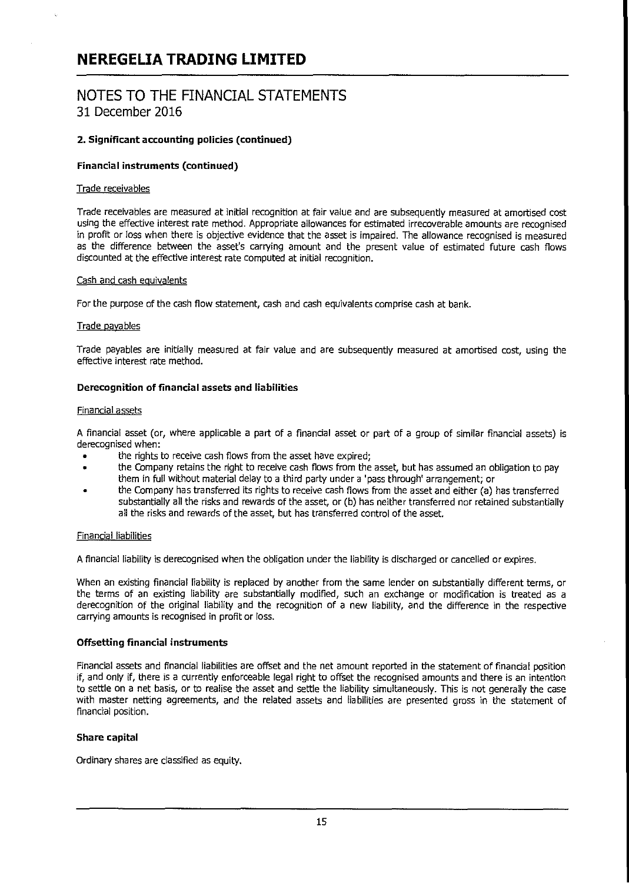# NEREGELIA TRADING LIMITED

## NOTES TO THE FINANCIAL STATEMENTS
31 December 2016

### 2. Significant accounting policies (continued)

**Financial instruments (continued)**

Trade receivables

Trade receivables are measured at initial recognition at fair value and are subsequently measured at amortised cost using the effective interest rate method. Appropriate allowances for estimated irrecoverable amounts are recognised in profit or loss when there is objective evidence that the asset is impaired. The allowance recognised is measured as the difference between the asset's carrying amount and the present value of estimated future cash flows discounted at the effective interest rate computed at initial recognition.

Cash and cash equivalents

For the purpose of the cash flow statement, cash and cash equivalents comprise cash at bank.

Trade payables

Trade payables are initially measured at fair value and are subsequently measured at amortised cost, using the effective interest rate method.

**Derecognition of financial assets and liabilities**

Financial assets

A financial asset (or, where applicable a part of a financial asset or part of a group of similar financial assets) is derecognised when:

- the rights to receive cash flows from the asset have expired;
- the Company retains the right to receive cash flows from the asset, but has assumed an obligation to pay them in full without material delay to a third party under a 'pass through' arrangement; or
- the Company has transferred its rights to receive cash flows from the asset and either (a) has transferred substantially all the risks and rewards of the asset, or (b) has neither transferred nor retained substantially all the risks and rewards of the asset, but has transferred control of the asset.

Financial liabilities

A financial liability is derecognised when the obligation under the liability is discharged or cancelled or expires.

When an existing financial liability is replaced by another from the same lender on substantially different terms, or the terms of an existing liability are substantially modified, such an exchange or modification is treated as a derecognition of the original liability and the recognition of a new liability, and the difference in the respective carrying amounts is recognised in profit or loss.

**Offsetting financial instruments**

Financial assets and financial liabilities are offset and the net amount reported in the statement of financial position if, and only if, there is a currently enforceable legal right to offset the recognised amounts and there is an intention to settle on a net basis, or to realise the asset and settle the liability simultaneously. This is not generally the case with master netting agreements, and the related assets and liabilities are presented gross in the statement of financial position.

**Share capital**

Ordinary shares are classified as equity.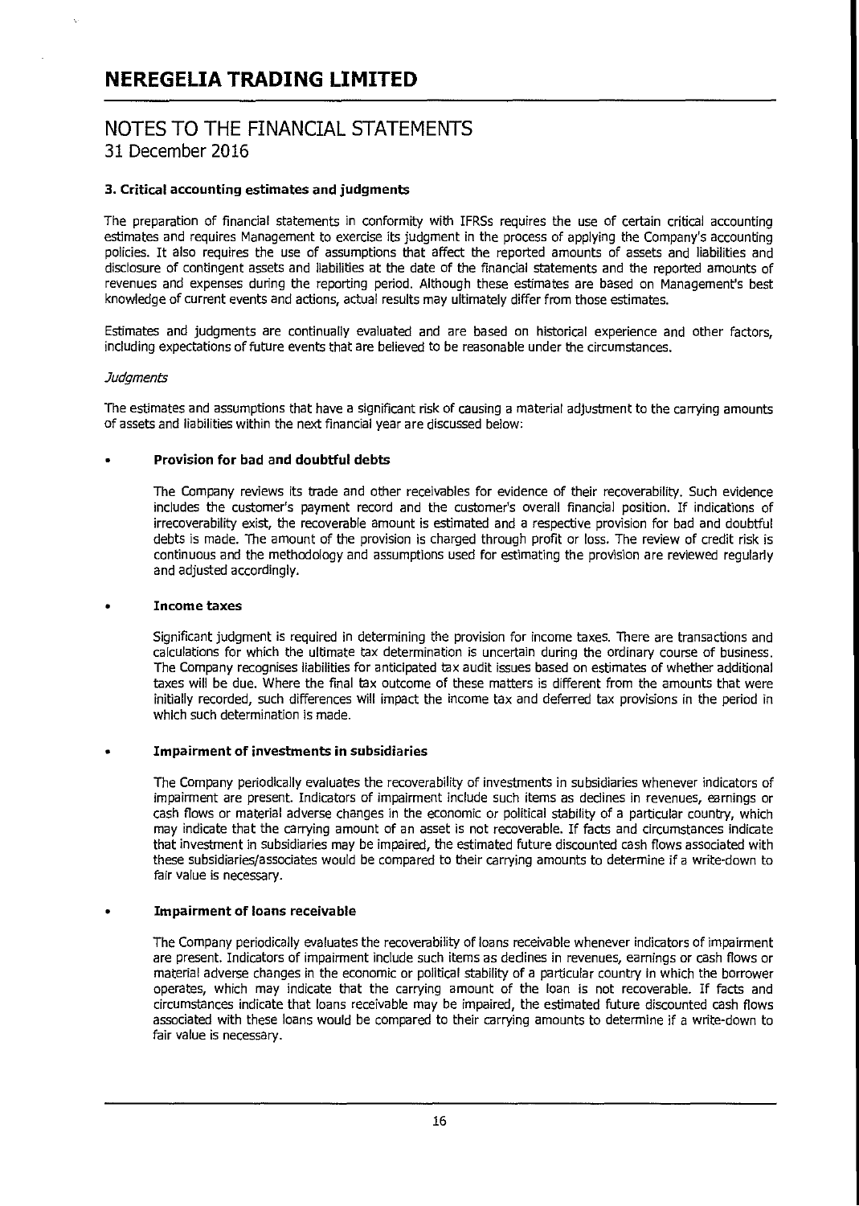# NEREGELIA TRADING LIMITED

## NOTES TO THE FINANCIAL STATEMENTS
31 December 2016

### 3. Critical accounting estimates and judgments

The preparation of financial statements in conformity with IFRSs requires the use of certain critical accounting estimates and requires Management to exercise its judgment in the process of applying the Company's accounting policies. It also requires the use of assumptions that affect the reported amounts of assets and liabilities and disclosure of contingent assets and liabilities at the date of the financial statements and the reported amounts of revenues and expenses during the reporting period. Although these estimates are based on Management's best knowledge of current events and actions, actual results may ultimately differ from those estimates.

Estimates and judgments are continually evaluated and are based on historical experience and other factors, including expectations of future events that are believed to be reasonable under the circumstances.

*Judgments*

The estimates and assumptions that have a significant risk of causing a material adjustment to the carrying amounts of assets and liabilities within the next financial year are discussed below:

- **Provision for bad and doubtful debts**

  The Company reviews its trade and other receivables for evidence of their recoverability. Such evidence includes the customer's payment record and the customer's overall financial position. If indications of irrecoverability exist, the recoverable amount is estimated and a respective provision for bad and doubtful debts is made. The amount of the provision is charged through profit or loss. The review of credit risk is continuous and the methodology and assumptions used for estimating the provision are reviewed regularly and adjusted accordingly.

- **Income taxes**

  Significant judgment is required in determining the provision for income taxes. There are transactions and calculations for which the ultimate tax determination is uncertain during the ordinary course of business. The Company recognises liabilities for anticipated tax audit issues based on estimates of whether additional taxes will be due. Where the final tax outcome of these matters is different from the amounts that were initially recorded, such differences will impact the income tax and deferred tax provisions in the period in which such determination is made.

- **Impairment of investments in subsidiaries**

  The Company periodically evaluates the recoverability of investments in subsidiaries whenever indicators of impairment are present. Indicators of impairment include such items as declines in revenues, earnings or cash flows or material adverse changes in the economic or political stability of a particular country, which may indicate that the carrying amount of an asset is not recoverable. If facts and circumstances indicate that investment in subsidiaries may be impaired, the estimated future discounted cash flows associated with these subsidiaries/associates would be compared to their carrying amounts to determine if a write-down to fair value is necessary.

- **Impairment of loans receivable**

  The Company periodically evaluates the recoverability of loans receivable whenever indicators of impairment are present. Indicators of impairment include such items as declines in revenues, earnings or cash flows or material adverse changes in the economic or political stability of a particular country in which the borrower operates, which may indicate that the carrying amount of the loan is not recoverable. If facts and circumstances indicate that loans receivable may be impaired, the estimated future discounted cash flows associated with these loans would be compared to their carrying amounts to determine if a write-down to fair value is necessary.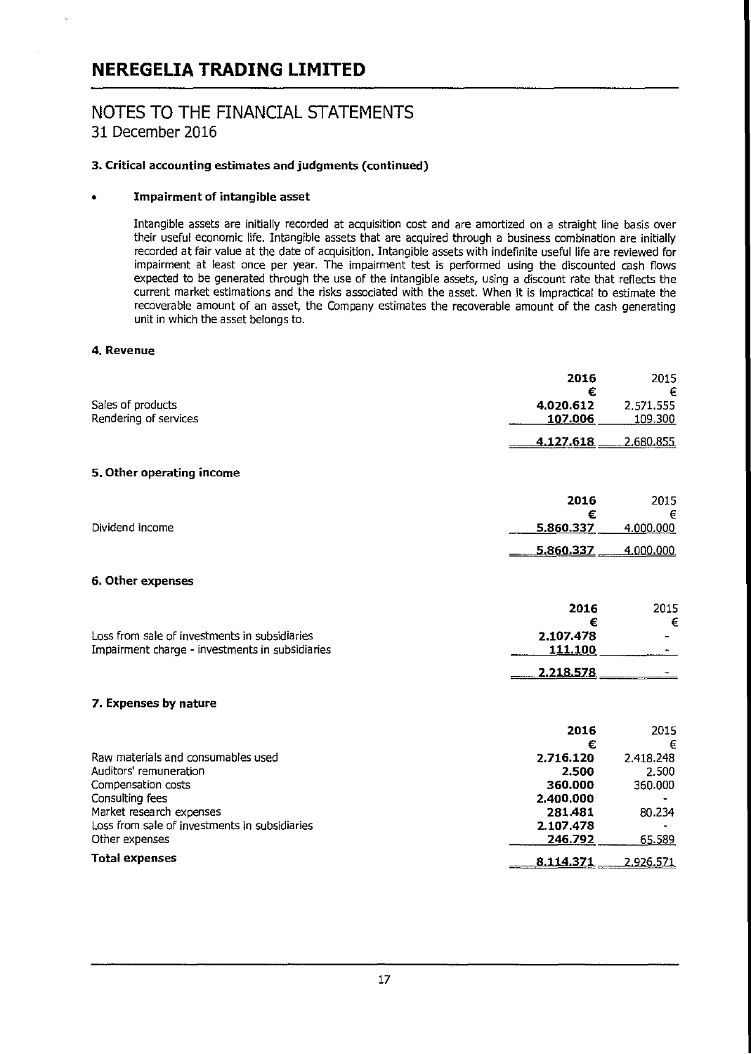# NEREGELIA TRADING LIMITED

## NOTES TO THE FINANCIAL STATEMENTS
31 December 2016

### 3. Critical accounting estimates and judgments (continued)

- **Impairment of intangible asset**

  Intangible assets are initially recorded at acquisition cost and are amortized on a straight line basis over their useful economic life. Intangible assets that are acquired through a business combination are initially recorded at fair value at the date of acquisition. Intangible assets with indefinite useful life are reviewed for impairment at least once per year. The impairment test is performed using the discounted cash flows expected to be generated through the use of the intangible assets, using a discount rate that reflects the current market estimations and the risks associated with the asset. When it is impractical to estimate the recoverable amount of an asset, the Company estimates the recoverable amount of the cash generating unit in which the asset belongs to.

### 4. Revenue

| | **2016** | 2015 |
|---|---|---|
| | **€** | € |
| Sales of products | **4.020.612** | 2.571.555 |
| Rendering of services | **107.006** | 109.300 |
| | **4.127.618** | 2.680.855 |

### 5. Other operating income

| | **2016** | 2015 |
|---|---|---|
| | **€** | € |
| Dividend income | **5.860.337** | 4.000.000 |
| | **5.860.337** | 4.000.000 |

### 6. Other expenses

| | **2016** | 2015 |
|---|---|---|
| | **€** | € |
| Loss from sale of investments in subsidiaries | **2.107.478** | - |
| Impairment charge - investments in subsidiaries | **111.100** | - |
| | **2.218.578** | - |

### 7. Expenses by nature

| | **2016** | 2015 |
|---|---|---|
| | **€** | € |
| Raw materials and consumables used | **2.716.120** | 2.418.248 |
| Auditors' remuneration | **2.500** | 2.500 |
| Compensation costs | **360.000** | 360.000 |
| Consulting fees | **2.400.000** | - |
| Market research expenses | **281.481** | 80.234 |
| Loss from sale of investments in subsidiaries | **2.107.478** | - |
| Other expenses | **246.792** | 65.589 |
| **Total expenses** | **8.114.371** | 2.926.571 |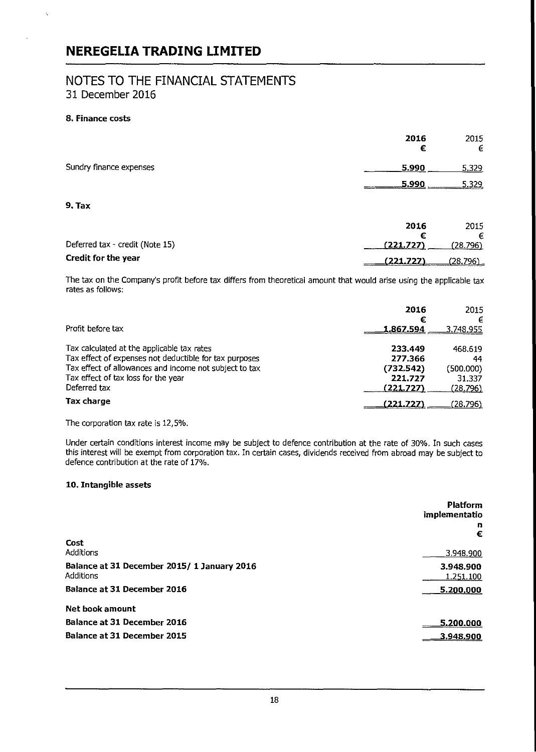# NEREGELIA TRADING LIMITED

## NOTES TO THE FINANCIAL STATEMENTS
31 December 2016

### 8. Finance costs

| | **2016** | 2015 |
|---|---|---|
| | **€** | € |
| Sundry finance expenses | **5.990** | 5.329 |
| | **5.990** | 5.329 |

### 9. Tax

| | **2016** | 2015 |
|---|---|---|
| | **€** | € |
| Deferred tax - credit (Note 15) | **(221.727)** | (28.796) |
| **Credit for the year** | **(221.727)** | (28.796) |

The tax on the Company's profit before tax differs from theoretical amount that would arise using the applicable tax rates as follows:

| | **2016** | 2015 |
|---|---|---|
| | **€** | € |
| Profit before tax | **1.867.594** | 3.748.955 |
| Tax calculated at the applicable tax rates | **233.449** | 468.619 |
| Tax effect of expenses not deductible for tax purposes | **277.366** | 44 |
| Tax effect of allowances and income not subject to tax | **(732.542)** | (500.000) |
| Tax effect of tax loss for the year | **221.727** | 31.337 |
| Deferred tax | **(221.727)** | (28.796) |
| **Tax charge** | **(221.727)** | (28.796) |

The corporation tax rate is 12,5%.

Under certain conditions interest income may be subject to defence contribution at the rate of 30%. In such cases this interest will be exempt from corporation tax. In certain cases, dividends received from abroad may be subject to defence contribution at the rate of 17%.

### 10. Intangible assets

| | **Platform implementation** |
|---|---|
| | **€** |
| **Cost** | |
| Additions | 3.948.900 |
| **Balance at 31 December 2015/ 1 January 2016** | **3.948.900** |
| Additions | 1.251.100 |
| **Balance at 31 December 2016** | **5.200.000** |
| **Net book amount** | |
| **Balance at 31 December 2016** | **5.200.000** |
| **Balance at 31 December 2015** | **3.948.900** |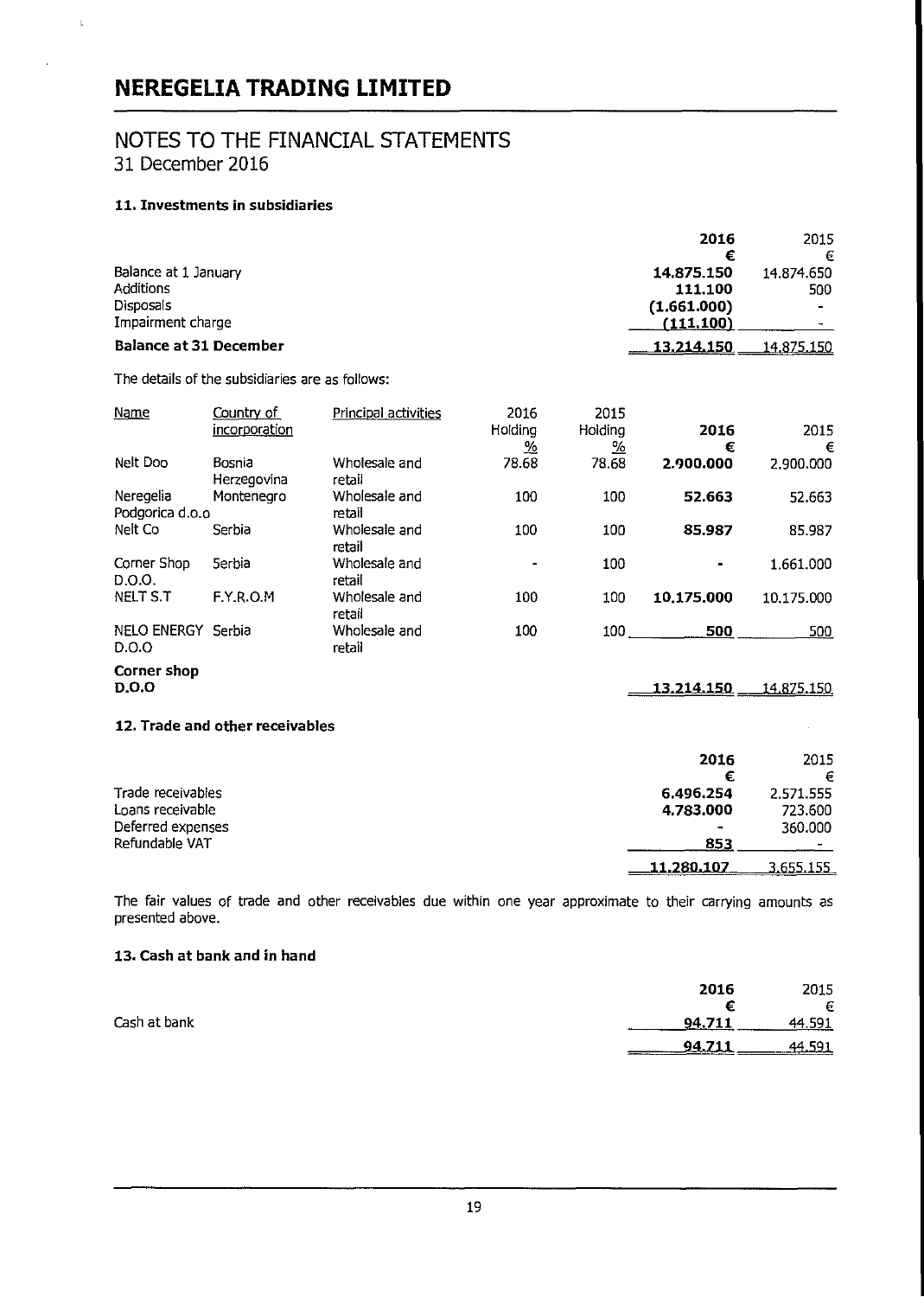# NEREGELIA TRADING LIMITED

## NOTES TO THE FINANCIAL STATEMENTS
31 December 2016

### 11. Investments in subsidiaries

| | **2016** | 2015 |
|---|---|---|
| | **€** | € |
| Balance at 1 January | **14.875.150** | 14.874.650 |
| Additions | **111.100** | 500 |
| Disposals | **(1.661.000)** | - |
| Impairment charge | **(111.100)** | - |
| **Balance at 31 December** | **13.214.150** | 14.875.150 |

The details of the subsidiaries are as follows:

| Name | Country of incorporation | Principal activities | 2016 Holding % | 2015 Holding % | **2016 €** | 2015 € |
|---|---|---|---|---|---|---|
| Nelt Doo | Bosnia Herzegovina | Wholesale and retail | 78.68 | 78.68 | **2.900.000** | 2.900.000 |
| Neregelia Podgorica d.o.o | Montenegro | Wholesale and retail | 100 | 100 | **52.663** | 52.663 |
| Nelt Co | Serbia | Wholesale and retail | 100 | 100 | **85.987** | 85.987 |
| Corner Shop D.O.O. | Serbia | Wholesale and retail | - | 100 | **-** | 1.661.000 |
| NELT S.T | F.Y.R.O.M | Wholesale and retail | 100 | 100 | **10.175.000** | 10.175.000 |
| NELO ENERGY D.O.O | Serbia | Wholesale and retail | 100 | 100 | **500** | 500 |
| **Corner shop D.O.O** | | | | | **13.214.150** | 14.875.150 |

### 12. Trade and other receivables

| | **2016** | 2015 |
|---|---|---|
| | **€** | € |
| Trade receivables | **6.496.254** | 2.571.555 |
| Loans receivable | **4.783.000** | 723.600 |
| Deferred expenses | **-** | 360.000 |
| Refundable VAT | **853** | - |
| | **11.280.107** | 3.655.155 |

The fair values of trade and other receivables due within one year approximate to their carrying amounts as presented above.

### 13. Cash at bank and in hand

| | **2016** | 2015 |
|---|---|---|
| | **€** | € |
| Cash at bank | **94.711** | 44.591 |
| | **94.711** | 44.591 |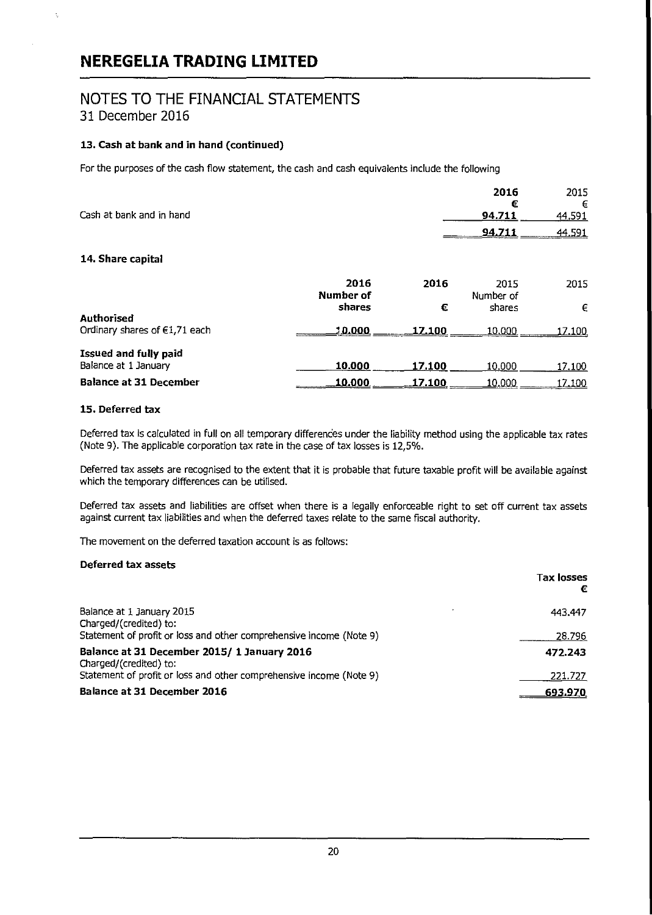# NEREGELIA TRADING LIMITED

## NOTES TO THE FINANCIAL STATEMENTS
31 December 2016

### 13. Cash at bank and in hand (continued)

For the purposes of the cash flow statement, the cash and cash equivalents include the following

| | 2016 | 2015 |
|---|---|---|
| | € | € |
| Cash at bank and in hand | 94.711 | 44.591 |
| | 94.711 | 44.591 |

### 14. Share capital

| | 2016 Number of shares | 2016 € | 2015 Number of shares | 2015 € |
|---|---|---|---|---|
| **Authorised** | | | | |
| Ordinary shares of €1,71 each | 10.000 | 17.100 | 10.000 | 17.100 |
| **Issued and fully paid** | | | | |
| Balance at 1 January | 10.000 | 17.100 | 10.000 | 17.100 |
| **Balance at 31 December** | 10.000 | 17.100 | 10.000 | 17.100 |

### 15. Deferred tax

Deferred tax is calculated in full on all temporary differences under the liability method using the applicable tax rates (Note 9). The applicable corporation tax rate in the case of tax losses is 12,5%.

Deferred tax assets are recognised to the extent that it is probable that future taxable profit will be available against which the temporary differences can be utilised.

Deferred tax assets and liabilities are offset when there is a legally enforceable right to set off current tax assets against current tax liabilities and when the deferred taxes relate to the same fiscal authority.

The movement on the deferred taxation account is as follows:

**Deferred tax assets**

| | Tax losses € |
|---|---|
| Balance at 1 January 2015 | 443.447 |
| Charged/(credited) to: | |
| Statement of profit or loss and other comprehensive income (Note 9) | 28.796 |
| **Balance at 31 December 2015/ 1 January 2016** | **472.243** |
| Charged/(credited) to: | |
| Statement of profit or loss and other comprehensive income (Note 9) | 221.727 |
| **Balance at 31 December 2016** | **693.970** |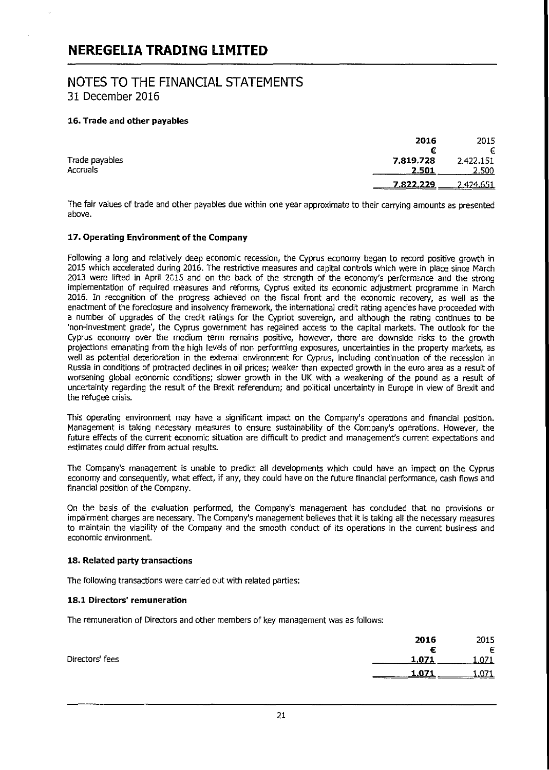# NEREGELIA TRADING LIMITED

## NOTES TO THE FINANCIAL STATEMENTS
31 December 2016

### 16. Trade and other payables

| | 2016 | 2015 |
|---|---|---|
| | € | € |
| Trade payables | 7.819.728 | 2.422.151 |
| Accruals | 2.501 | 2.500 |
| | 7.822.229 | 2.424.651 |

The fair values of trade and other payables due within one year approximate to their carrying amounts as presented above.

### 17. Operating Environment of the Company

Following a long and relatively deep economic recession, the Cyprus economy began to record positive growth in 2015 which accelerated during 2016. The restrictive measures and capital controls which were in place since March 2013 were lifted in April 2015 and on the back of the strength of the economy's performance and the strong implementation of required measures and reforms, Cyprus exited its economic adjustment programme in March 2016. In recognition of the progress achieved on the fiscal front and the economic recovery, as well as the enactment of the foreclosure and insolvency framework, the international credit rating agencies have proceeded with a number of upgrades of the credit ratings for the Cypriot sovereign, and although the rating continues to be 'non-investment grade', the Cyprus government has regained access to the capital markets. The outlook for the Cyprus economy over the medium term remains positive, however, there are downside risks to the growth projections emanating from the high levels of non performing exposures, uncertainties in the property markets, as well as potential deterioration in the external environment for Cyprus, including continuation of the recession in Russia in conditions of protracted declines in oil prices; weaker than expected growth in the euro area as a result of worsening global economic conditions; slower growth in the UK with a weakening of the pound as a result of uncertainty regarding the result of the Brexit referendum; and political uncertainty in Europe in view of Brexit and the refugee crisis.

This operating environment may have a significant impact on the Company's operations and financial position. Management is taking necessary measures to ensure sustainability of the Company's operations. However, the future effects of the current economic situation are difficult to predict and management's current expectations and estimates could differ from actual results.

The Company's management is unable to predict all developments which could have an impact on the Cyprus economy and consequently, what effect, if any, they could have on the future financial performance, cash flows and financial position of the Company.

On the basis of the evaluation performed, the Company's management has concluded that no provisions or impairment charges are necessary. The Company's management believes that it is taking all the necessary measures to maintain the viability of the Company and the smooth conduct of its operations in the current business and economic environment.

### 18. Related party transactions

The following transactions were carried out with related parties:

#### 18.1 Directors' remuneration

The remuneration of Directors and other members of key management was as follows:

| | 2016 | 2015 |
|---|---|---|
| | € | € |
| Directors' fees | 1.071 | 1.071 |
| | 1.071 | 1.071 |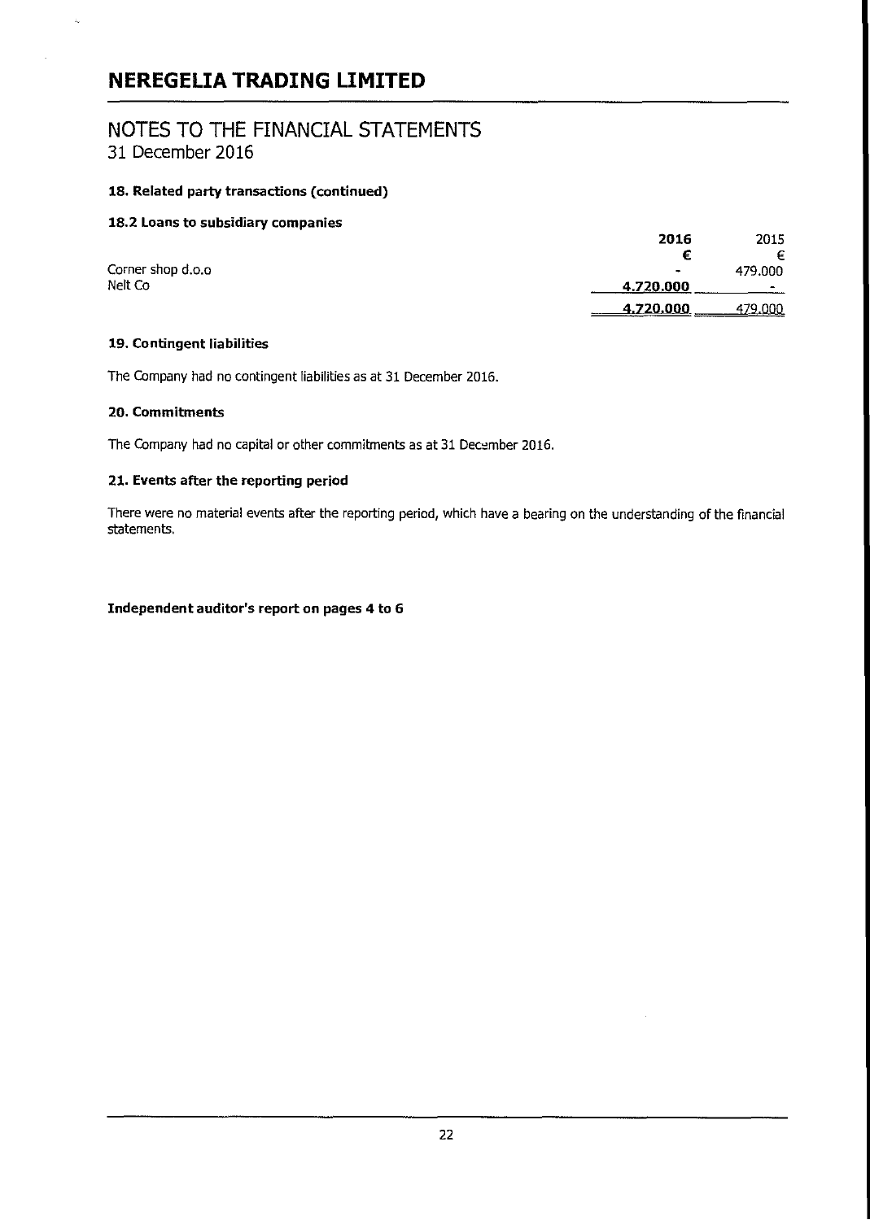# NEREGELIA TRADING LIMITED

## NOTES TO THE FINANCIAL STATEMENTS
31 December 2016

### 18. Related party transactions (continued)

#### 18.2 Loans to subsidiary companies

| | **2016** | 2015 |
|---|---|---|
| | **€** | € |
| Corner shop d.o.o | - | 479.000 |
| Nelt Co | **4.720.000** | - |
| | **4.720.000** | 479.000 |

### 19. Contingent liabilities

The Company had no contingent liabilities as at 31 December 2016.

### 20. Commitments

The Company had no capital or other commitments as at 31 December 2016.

### 21. Events after the reporting period

There were no material events after the reporting period, which have a bearing on the understanding of the financial statements.

**Independent auditor's report on pages 4 to 6**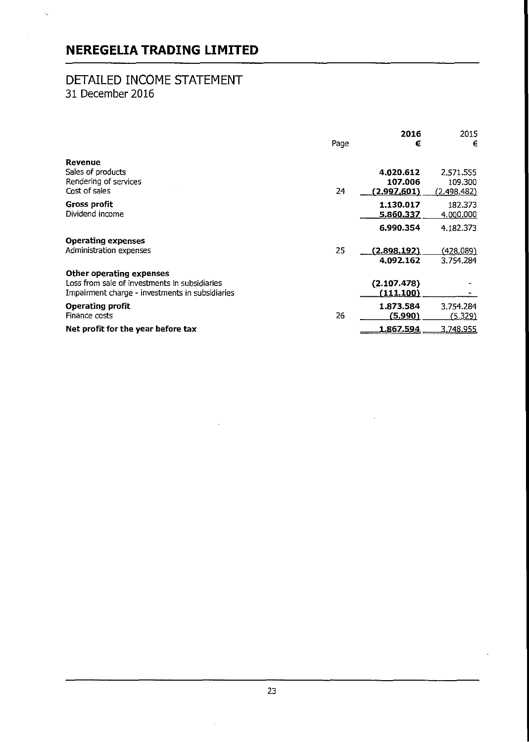# NEREGELIA TRADING LIMITED

## DETAILED INCOME STATEMENT
31 December 2016

| | Page | 2016 € | 2015 € |
|---|---|---|---|
| **Revenue** | | | |
| Sales of products | | **4.020.612** | 2.571.555 |
| Rendering of services | | **107.006** | 109.300 |
| Cost of sales | 24 | **(2.997.601)** | (2.498.482) |
| **Gross profit** | | **1.130.017** | 182.373 |
| Dividend income | | **5.860.337** | 4.000.000 |
| | | **6.990.354** | 4.182.373 |
| **Operating expenses** | | | |
| Administration expenses | 25 | **(2.898.192)** | (428.089) |
| | | **4.092.162** | 3.754.284 |
| **Other operating expenses** | | | |
| Loss from sale of investments in subsidiaries | | **(2.107.478)** | - |
| Impairment charge - investments in subsidiaries | | **(111.100)** | - |
| **Operating profit** | | **1.873.584** | 3.754.284 |
| Finance costs | 26 | **(5.990)** | (5.329) |
| **Net profit for the year before tax** | | **1.867.594** | 3.748.955 |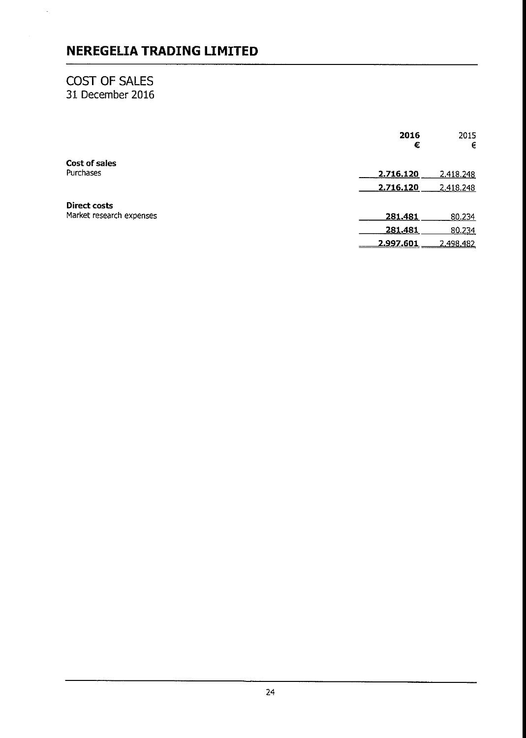# NEREGELIA TRADING LIMITED

## COST OF SALES
31 December 2016

| | 2016 € | 2015 € |
|---|---|---|
| **Cost of sales** | | |
| Purchases | **2.716.120** | 2.418.248 |
| | **2.716.120** | 2.418.248 |
| **Direct costs** | | |
| Market research expenses | **281.481** | 80.234 |
| | **281.481** | 80.234 |
| | **2.997.601** | 2.498.482 |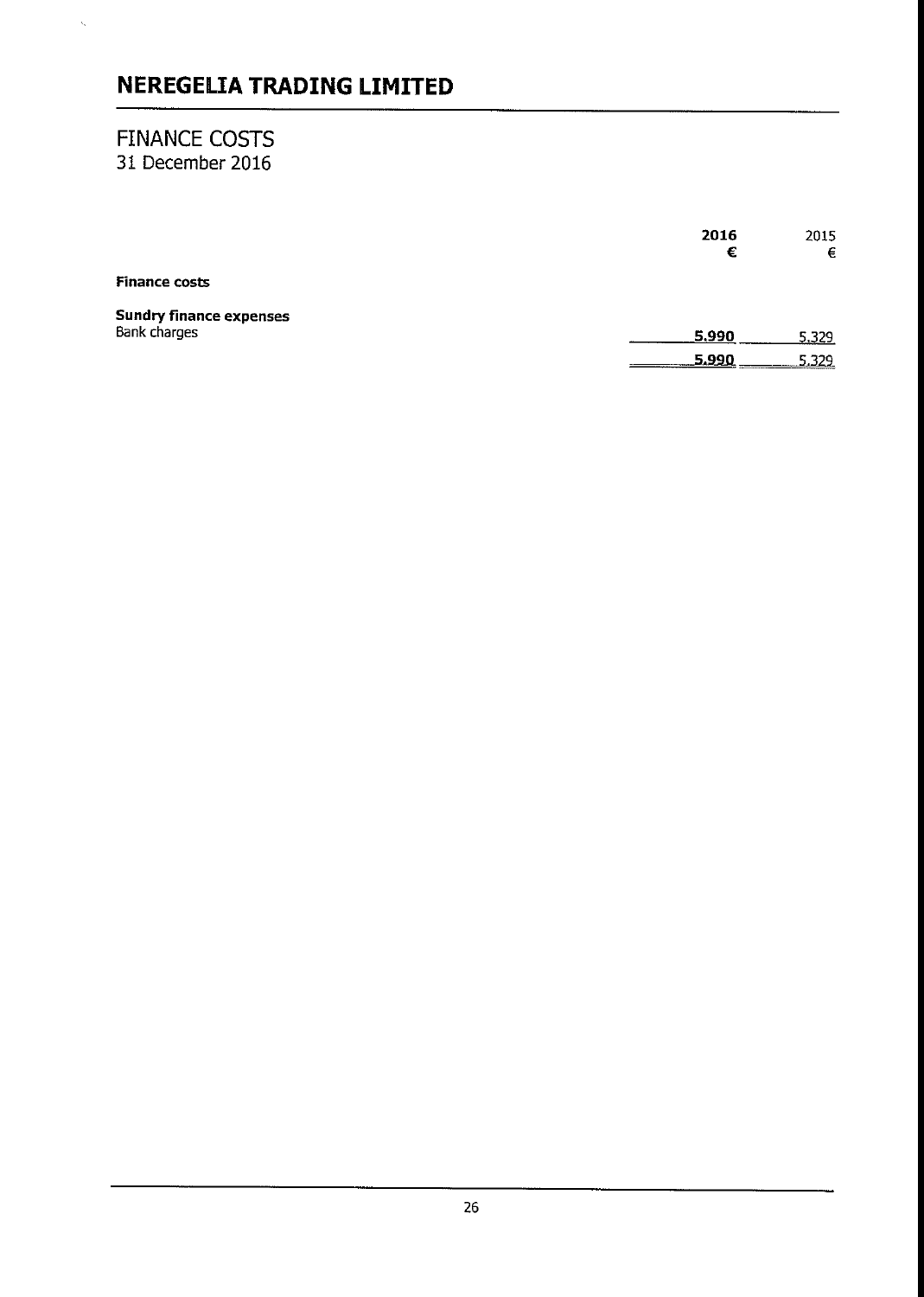# NEREGELIA TRADING LIMITED

## FINANCE COSTS
31 December 2016

| | **2016** | 2015 |
|---|---|---|
| | **€** | € |
| **Finance costs** | | |
| **Sundry finance expenses** | | |
| Bank charges | **5.990** | 5.329 |
| | **5.990** | 5.329 |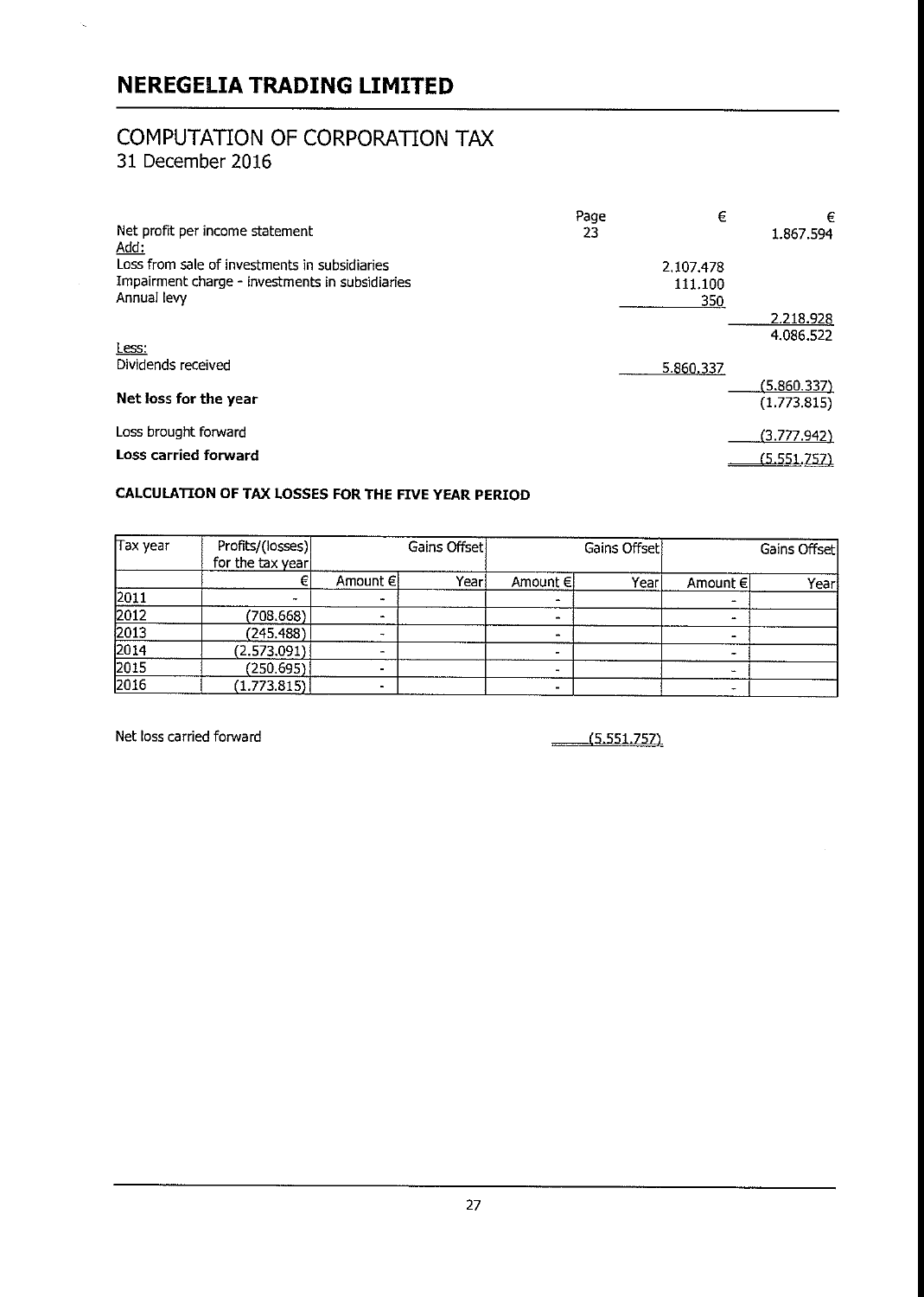# NEREGELIA TRADING LIMITED

## COMPUTATION OF CORPORATION TAX
31 December 2016

| | Page | € | € |
|---|---|---|---|
| Net profit per income statement | 23 | | 1.867.594 |
| Add: | | | |
| Loss from sale of investments in subsidiaries | | 2.107.478 | |
| Impairment charge - investments in subsidiaries | | 111.100 | |
| Annual levy | | 350 | |
| | | | 2.218.928 |
| | | | 4.086.522 |
| Less: | | | |
| Dividends received | | 5.860.337 | |
| | | | (5.860.337) |
| **Net loss for the year** | | | (1.773.815) |
| Loss brought forward | | | (3.777.942) |
| **Loss carried forward** | | | (5.551.757) |

**CALCULATION OF TAX LOSSES FOR THE FIVE YEAR PERIOD**

| Tax year | Profits/(losses) for the tax year | Gains Offset | | Gains Offset | | Gains Offset | |
|---|---|---|---|---|---|---|---|
| | € | Amount € | Year | Amount € | Year | Amount € | Year |
| 2011 | - | - | | - | | - | |
| 2012 | (708.668) | - | | - | | - | |
| 2013 | (245.488) | - | | - | | - | |
| 2014 | (2.573.091) | - | | - | | - | |
| 2015 | (250.695) | - | | - | | - | |
| 2016 | (1.773.815) | - | | - | | - | |

Net loss carried forward (5.551.757)